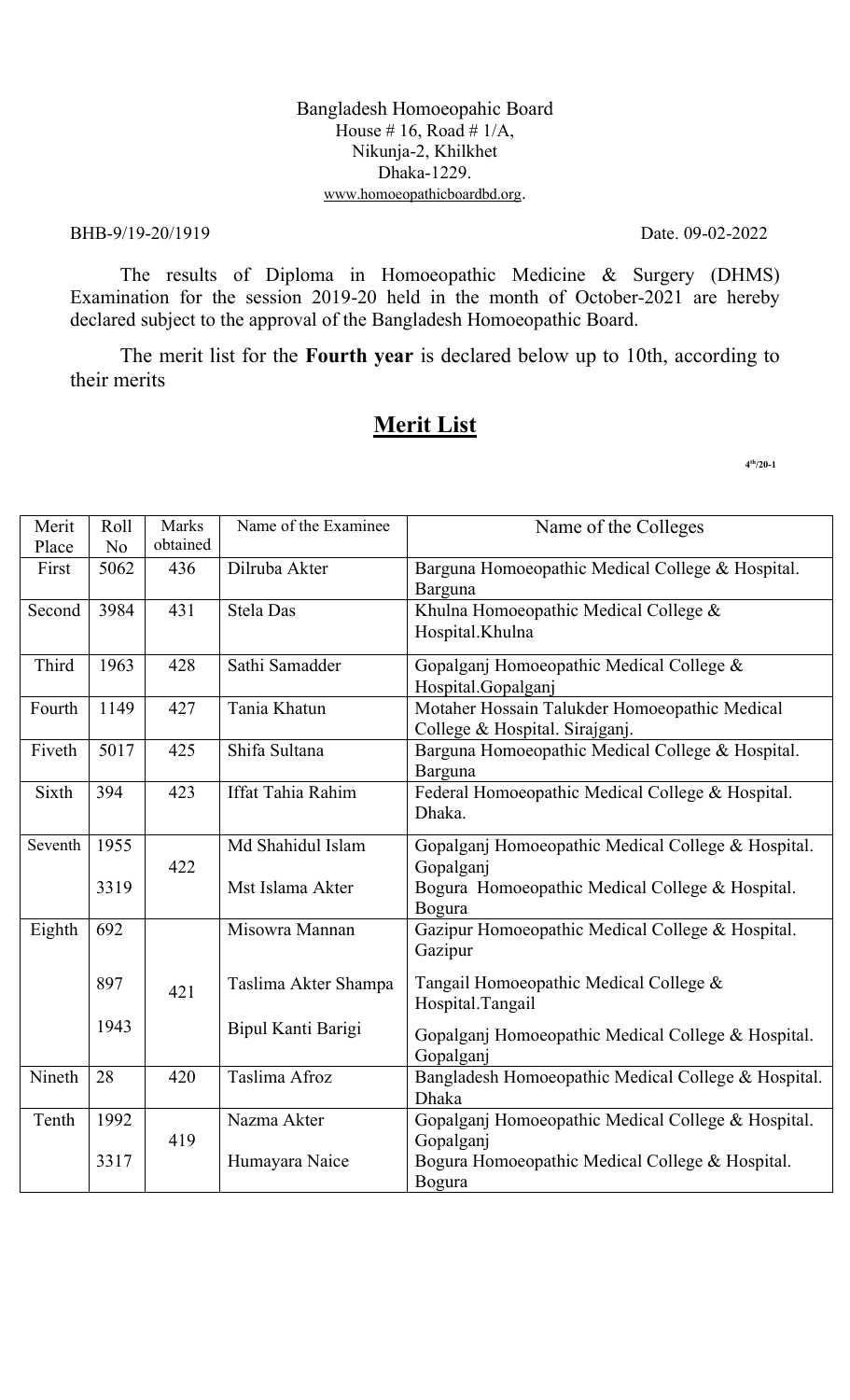Bangladesh Homoeopahic Board
House # 16, Road # 1/A,
Nikunja-2, Khilkhet
Dhaka-1229.
www.homoeopathicboardbd.org.

BHB-9/19-20/1919 Date. 09-02-2022

The results of Diploma in Homoeopathic Medicine & Surgery (DHMS) Examination for the session 2019-20 held in the month of October-2021 are hereby declared subject to the approval of the Bangladesh Homoeopathic Board.

The merit list for the **Fourth year** is declared below up to 10th, according to their merits

## Merit List

4th/20-1

| Merit Place | Roll No | Marks obtained | Name of the Examinee | Name of the Colleges |
|---|---|---|---|---|
| First | 5062 | 436 | Dilruba Akter | Barguna Homoeopathic Medical College & Hospital. Barguna |
| Second | 3984 | 431 | Stela Das | Khulna Homoeopathic Medical College & Hospital.Khulna |
| Third | 1963 | 428 | Sathi Samadder | Gopalganj Homoeopathic Medical College & Hospital.Gopalganj |
| Fourth | 1149 | 427 | Tania Khatun | Motaher Hossain Talukder Homoeopathic Medical College & Hospital. Sirajganj. |
| Fiveth | 5017 | 425 | Shifa Sultana | Barguna Homoeopathic Medical College & Hospital. Barguna |
| Sixth | 394 | 423 | Iffat Tahia Rahim | Federal Homoeopathic Medical College & Hospital. Dhaka. |
| Seventh | 1955 | 422 | Md Shahidul Islam | Gopalganj Homoeopathic Medical College & Hospital. Gopalganj |
| | 3319 | | Mst Islama Akter | Bogura Homoeopathic Medical College & Hospital. Bogura |
| Eighth | 692 | 421 | Misowra Mannan | Gazipur Homoeopathic Medical College & Hospital. Gazipur |
| | 897 | | Taslima Akter Shampa | Tangail Homoeopathic Medical College & Hospital.Tangail |
| | 1943 | | Bipul Kanti Barigi | Gopalganj Homoeopathic Medical College & Hospital. Gopalganj |
| Nineth | 28 | 420 | Taslima Afroz | Bangladesh Homoeopathic Medical College & Hospital. Dhaka |
| Tenth | 1992 | 419 | Nazma Akter | Gopalganj Homoeopathic Medical College & Hospital. Gopalganj |
| | 3317 | | Humayara Naice | Bogura Homoeopathic Medical College & Hospital. Bogura |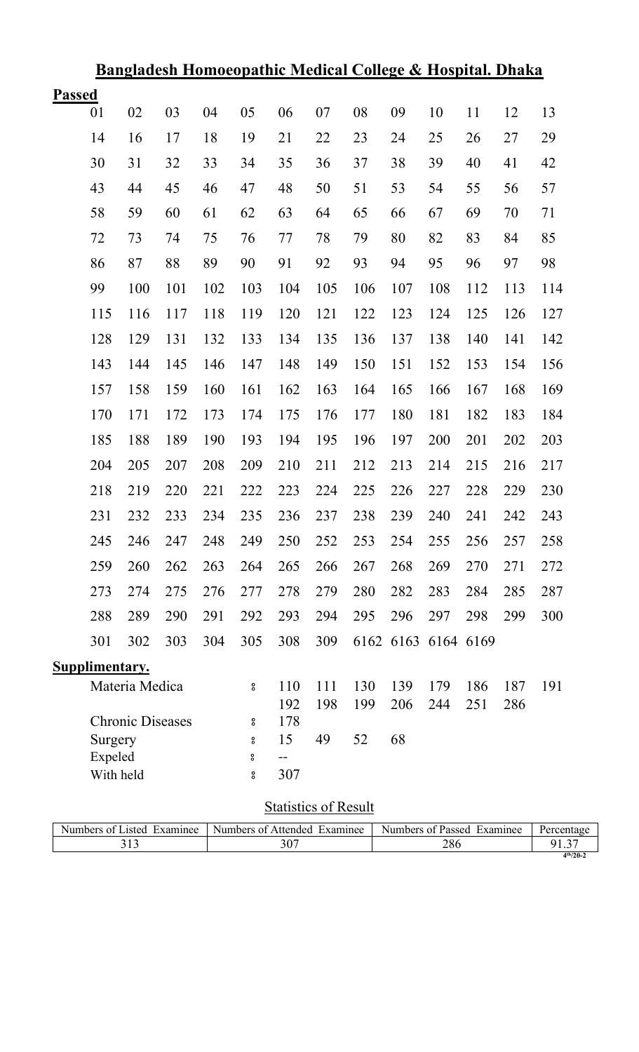# Bangladesh Homoeopathic Medical College & Hospital. Dhaka

**Passed**

| | | | | | | | | | | | | |
|---|---|---|---|---|---|---|---|---|---|---|---|---|
| 01 | 02 | 03 | 04 | 05 | 06 | 07 | 08 | 09 | 10 | 11 | 12 | 13 |
| 14 | 16 | 17 | 18 | 19 | 21 | 22 | 23 | 24 | 25 | 26 | 27 | 29 |
| 30 | 31 | 32 | 33 | 34 | 35 | 36 | 37 | 38 | 39 | 40 | 41 | 42 |
| 43 | 44 | 45 | 46 | 47 | 48 | 50 | 51 | 53 | 54 | 55 | 56 | 57 |
| 58 | 59 | 60 | 61 | 62 | 63 | 64 | 65 | 66 | 67 | 69 | 70 | 71 |
| 72 | 73 | 74 | 75 | 76 | 77 | 78 | 79 | 80 | 82 | 83 | 84 | 85 |
| 86 | 87 | 88 | 89 | 90 | 91 | 92 | 93 | 94 | 95 | 96 | 97 | 98 |
| 99 | 100 | 101 | 102 | 103 | 104 | 105 | 106 | 107 | 108 | 112 | 113 | 114 |
| 115 | 116 | 117 | 118 | 119 | 120 | 121 | 122 | 123 | 124 | 125 | 126 | 127 |
| 128 | 129 | 131 | 132 | 133 | 134 | 135 | 136 | 137 | 138 | 140 | 141 | 142 |
| 143 | 144 | 145 | 146 | 147 | 148 | 149 | 150 | 151 | 152 | 153 | 154 | 156 |
| 157 | 158 | 159 | 160 | 161 | 162 | 163 | 164 | 165 | 166 | 167 | 168 | 169 |
| 170 | 171 | 172 | 173 | 174 | 175 | 176 | 177 | 180 | 181 | 182 | 183 | 184 |
| 185 | 188 | 189 | 190 | 193 | 194 | 195 | 196 | 197 | 200 | 201 | 202 | 203 |
| 204 | 205 | 207 | 208 | 209 | 210 | 211 | 212 | 213 | 214 | 215 | 216 | 217 |
| 218 | 219 | 220 | 221 | 222 | 223 | 224 | 225 | 226 | 227 | 228 | 229 | 230 |
| 231 | 232 | 233 | 234 | 235 | 236 | 237 | 238 | 239 | 240 | 241 | 242 | 243 |
| 245 | 246 | 247 | 248 | 249 | 250 | 252 | 253 | 254 | 255 | 256 | 257 | 258 |
| 259 | 260 | 262 | 263 | 264 | 265 | 266 | 267 | 268 | 269 | 270 | 271 | 272 |
| 273 | 274 | 275 | 276 | 277 | 278 | 279 | 280 | 282 | 283 | 284 | 285 | 287 |
| 288 | 289 | 290 | 291 | 292 | 293 | 294 | 295 | 296 | 297 | 298 | 299 | 300 |
| 301 | 302 | 303 | 304 | 305 | 308 | 309 | 6162 | 6163 | 6164 | 6169 | | |

**Supplimentary.**

Materia Medica : 110 111 130 139 179 186 187 191 192 198 199 206 244 251 286

Chronic Diseases : 178

Surgery : 15 49 52 68

Expeled : --

With held : 307

Statistics of Result

| Numbers of Listed Examinee | Numbers of Attended Examinee | Numbers of Passed Examinee | Percentage |
|---|---|---|---|
| 313 | 307 | 286 | 91.37 |

4th/20-2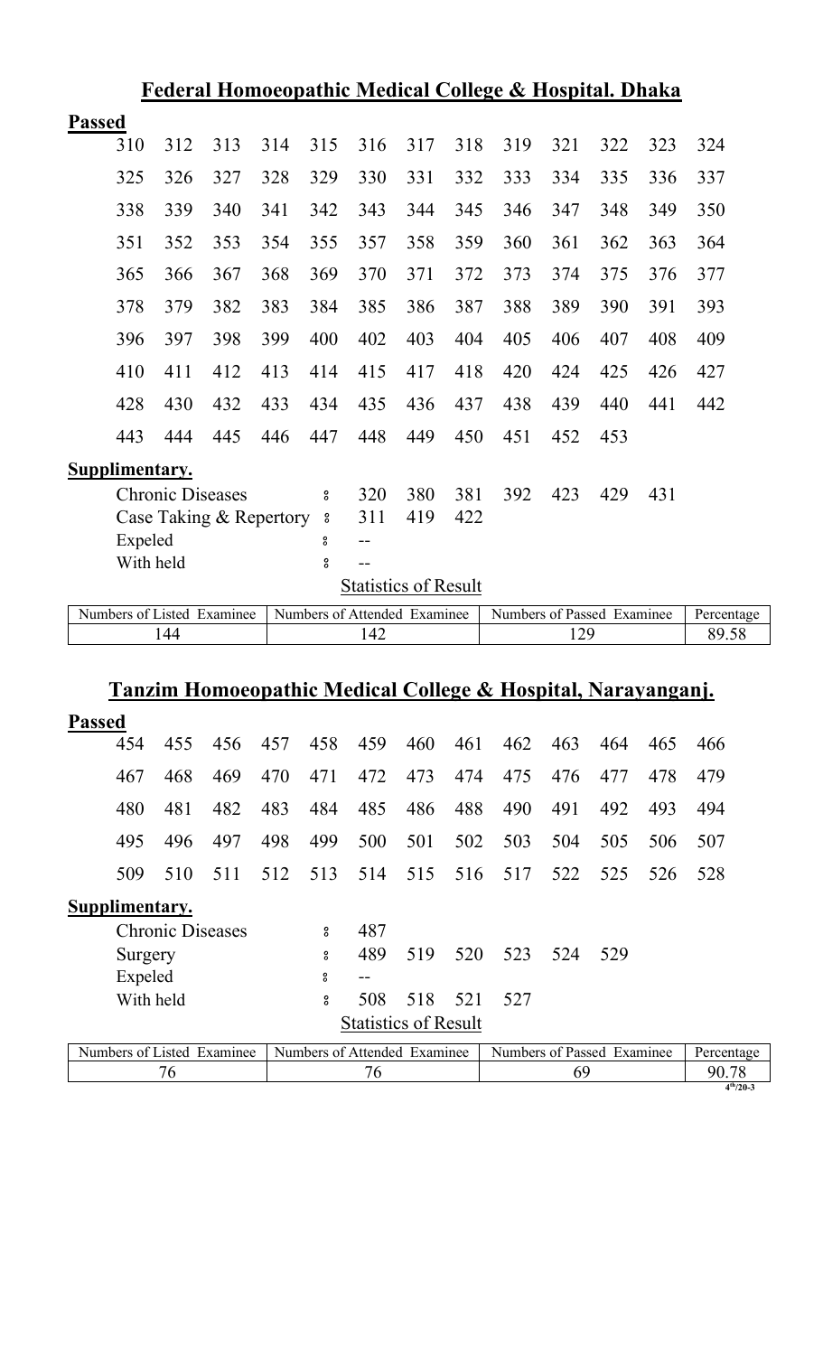## Federal Homoeopathic Medical College & Hospital. Dhaka

**Passed**

| | | | | | | | | | | | | |
|---|---|---|---|---|---|---|---|---|---|---|---|---|
| 310 | 312 | 313 | 314 | 315 | 316 | 317 | 318 | 319 | 321 | 322 | 323 | 324 |
| 325 | 326 | 327 | 328 | 329 | 330 | 331 | 332 | 333 | 334 | 335 | 336 | 337 |
| 338 | 339 | 340 | 341 | 342 | 343 | 344 | 345 | 346 | 347 | 348 | 349 | 350 |
| 351 | 352 | 353 | 354 | 355 | 357 | 358 | 359 | 360 | 361 | 362 | 363 | 364 |
| 365 | 366 | 367 | 368 | 369 | 370 | 371 | 372 | 373 | 374 | 375 | 376 | 377 |
| 378 | 379 | 382 | 383 | 384 | 385 | 386 | 387 | 388 | 389 | 390 | 391 | 393 |
| 396 | 397 | 398 | 399 | 400 | 402 | 403 | 404 | 405 | 406 | 407 | 408 | 409 |
| 410 | 411 | 412 | 413 | 414 | 415 | 417 | 418 | 420 | 424 | 425 | 426 | 427 |
| 428 | 430 | 432 | 433 | 434 | 435 | 436 | 437 | 438 | 439 | 440 | 441 | 442 |
| 443 | 444 | 445 | 446 | 447 | 448 | 449 | 450 | 451 | 452 | 453 | | |

**Supplimentary.**

Chronic Diseases : 320 380 381 392 423 429 431

Case Taking & Repertory : 311 419 422

Expeled : --

With held : --

Statistics of Result

| Numbers of Listed Examinee | Numbers of Attended Examinee | Numbers of Passed Examinee | Percentage |
|---|---|---|---|
| 144 | 142 | 129 | 89.58 |

## Tanzim Homoeopathic Medical College & Hospital, Narayanganj.

**Passed**

| | | | | | | | | | | | | |
|---|---|---|---|---|---|---|---|---|---|---|---|---|
| 454 | 455 | 456 | 457 | 458 | 459 | 460 | 461 | 462 | 463 | 464 | 465 | 466 |
| 467 | 468 | 469 | 470 | 471 | 472 | 473 | 474 | 475 | 476 | 477 | 478 | 479 |
| 480 | 481 | 482 | 483 | 484 | 485 | 486 | 488 | 490 | 491 | 492 | 493 | 494 |
| 495 | 496 | 497 | 498 | 499 | 500 | 501 | 502 | 503 | 504 | 505 | 506 | 507 |
| 509 | 510 | 511 | 512 | 513 | 514 | 515 | 516 | 517 | 522 | 525 | 526 | 528 |

**Supplimentary.**

Chronic Diseases : 487

Surgery : 489 519 520 523 524 529

Expeled : --

With held : 508 518 521 527

Statistics of Result

| Numbers of Listed Examinee | Numbers of Attended Examinee | Numbers of Passed Examinee | Percentage |
|---|---|---|---|
| 76 | 76 | 69 | 90.78 |

4th/20-3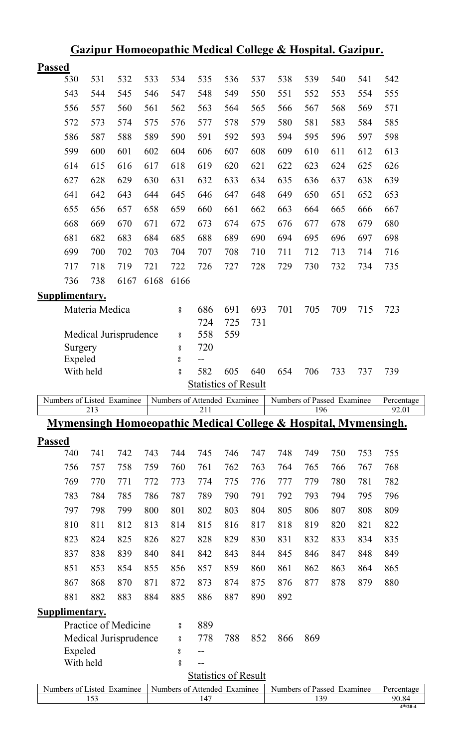## Gazipur Homoeopathic Medical College & Hospital. Gazipur.

**Passed**

| | | | | | | | | | | | | |
|---|---|---|---|---|---|---|---|---|---|---|---|---|
| 530 | 531 | 532 | 533 | 534 | 535 | 536 | 537 | 538 | 539 | 540 | 541 | 542 |
| 543 | 544 | 545 | 546 | 547 | 548 | 549 | 550 | 551 | 552 | 553 | 554 | 555 |
| 556 | 557 | 560 | 561 | 562 | 563 | 564 | 565 | 566 | 567 | 568 | 569 | 571 |
| 572 | 573 | 574 | 575 | 576 | 577 | 578 | 579 | 580 | 581 | 583 | 584 | 585 |
| 586 | 587 | 588 | 589 | 590 | 591 | 592 | 593 | 594 | 595 | 596 | 597 | 598 |
| 599 | 600 | 601 | 602 | 604 | 606 | 607 | 608 | 609 | 610 | 611 | 612 | 613 |
| 614 | 615 | 616 | 617 | 618 | 619 | 620 | 621 | 622 | 623 | 624 | 625 | 626 |
| 627 | 628 | 629 | 630 | 631 | 632 | 633 | 634 | 635 | 636 | 637 | 638 | 639 |
| 641 | 642 | 643 | 644 | 645 | 646 | 647 | 648 | 649 | 650 | 651 | 652 | 653 |
| 655 | 656 | 657 | 658 | 659 | 660 | 661 | 662 | 663 | 664 | 665 | 666 | 667 |
| 668 | 669 | 670 | 671 | 672 | 673 | 674 | 675 | 676 | 677 | 678 | 679 | 680 |
| 681 | 682 | 683 | 684 | 685 | 688 | 689 | 690 | 694 | 695 | 696 | 697 | 698 |
| 699 | 700 | 702 | 703 | 704 | 707 | 708 | 710 | 711 | 712 | 713 | 714 | 716 |
| 717 | 718 | 719 | 721 | 722 | 726 | 727 | 728 | 729 | 730 | 732 | 734 | 735 |
| 736 | 738 | 6167 | 6168 | 6166 | | | | | | | | |

**Supplimentary.**

Materia Medica : 686 691 693 701 705 709 715 723 724 725 731

Medical Jurisprudence : 558 559

Surgery : 720

Expeled : --

With held : 582 605 640 654 706 733 737 739

**Statistics of Result**

| Numbers of Listed Examinee | Numbers of Attended Examinee | Numbers of Passed Examinee | Percentage |
|---|---|---|---|
| 213 | 211 | 196 | 92.01 |

## Mymensingh Homoeopathic Medical College & Hospital, Mymensingh.

**Passed**

| | | | | | | | | | | | | |
|---|---|---|---|---|---|---|---|---|---|---|---|---|
| 740 | 741 | 742 | 743 | 744 | 745 | 746 | 747 | 748 | 749 | 750 | 753 | 755 |
| 756 | 757 | 758 | 759 | 760 | 761 | 762 | 763 | 764 | 765 | 766 | 767 | 768 |
| 769 | 770 | 771 | 772 | 773 | 774 | 775 | 776 | 777 | 779 | 780 | 781 | 782 |
| 783 | 784 | 785 | 786 | 787 | 789 | 790 | 791 | 792 | 793 | 794 | 795 | 796 |
| 797 | 798 | 799 | 800 | 801 | 802 | 803 | 804 | 805 | 806 | 807 | 808 | 809 |
| 810 | 811 | 812 | 813 | 814 | 815 | 816 | 817 | 818 | 819 | 820 | 821 | 822 |
| 823 | 824 | 825 | 826 | 827 | 828 | 829 | 830 | 831 | 832 | 833 | 834 | 835 |
| 837 | 838 | 839 | 840 | 841 | 842 | 843 | 844 | 845 | 846 | 847 | 848 | 849 |
| 851 | 853 | 854 | 855 | 856 | 857 | 859 | 860 | 861 | 862 | 863 | 864 | 865 |
| 867 | 868 | 870 | 871 | 872 | 873 | 874 | 875 | 876 | 877 | 878 | 879 | 880 |
| 881 | 882 | 883 | 884 | 885 | 886 | 887 | 890 | 892 | | | | |

**Supplimentary.**

Practice of Medicine : 889

Medical Jurisprudence : 778 788 852 866 869

Expeled : --

With held : --

**Statistics of Result**

| Numbers of Listed Examinee | Numbers of Attended Examinee | Numbers of Passed Examinee | Percentage |
|---|---|---|---|
| 153 | 147 | 139 | 90.84 |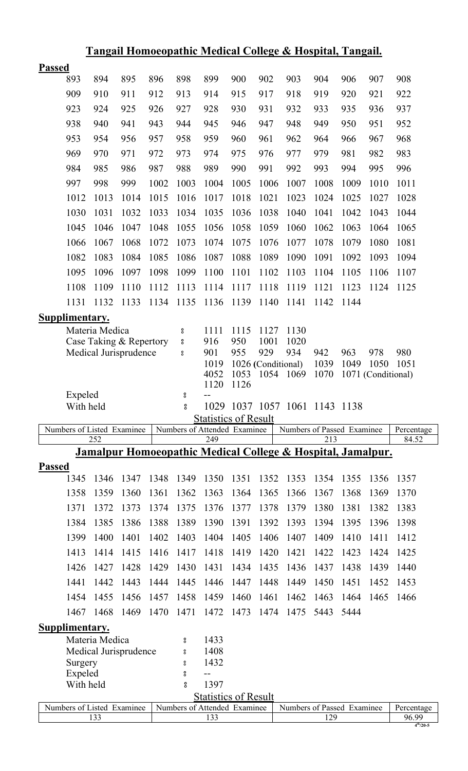## Tangail Homoeopathic Medical College & Hospital, Tangail.

**Passed**

| | | | | | | | | | | | | |
|---|---|---|---|---|---|---|---|---|---|---|---|---|
| 893 | 894 | 895 | 896 | 898 | 899 | 900 | 902 | 903 | 904 | 906 | 907 | 908 |
| 909 | 910 | 911 | 912 | 913 | 914 | 915 | 917 | 918 | 919 | 920 | 921 | 922 |
| 923 | 924 | 925 | 926 | 927 | 928 | 930 | 931 | 932 | 933 | 935 | 936 | 937 |
| 938 | 940 | 941 | 943 | 944 | 945 | 946 | 947 | 948 | 949 | 950 | 951 | 952 |
| 953 | 954 | 956 | 957 | 958 | 959 | 960 | 961 | 962 | 964 | 966 | 967 | 968 |
| 969 | 970 | 971 | 972 | 973 | 974 | 975 | 976 | 977 | 979 | 981 | 982 | 983 |
| 984 | 985 | 986 | 987 | 988 | 989 | 990 | 991 | 992 | 993 | 994 | 995 | 996 |
| 997 | 998 | 999 | 1002 | 1003 | 1004 | 1005 | 1006 | 1007 | 1008 | 1009 | 1010 | 1011 |
| 1012 | 1013 | 1014 | 1015 | 1016 | 1017 | 1018 | 1021 | 1023 | 1024 | 1025 | 1027 | 1028 |
| 1030 | 1031 | 1032 | 1033 | 1034 | 1035 | 1036 | 1038 | 1040 | 1041 | 1042 | 1043 | 1044 |
| 1045 | 1046 | 1047 | 1048 | 1055 | 1056 | 1058 | 1059 | 1060 | 1062 | 1063 | 1064 | 1065 |
| 1066 | 1067 | 1068 | 1072 | 1073 | 1074 | 1075 | 1076 | 1077 | 1078 | 1079 | 1080 | 1081 |
| 1082 | 1083 | 1084 | 1085 | 1086 | 1087 | 1088 | 1089 | 1090 | 1091 | 1092 | 1093 | 1094 |
| 1095 | 1096 | 1097 | 1098 | 1099 | 1100 | 1101 | 1102 | 1103 | 1104 | 1105 | 1106 | 1107 |
| 1108 | 1109 | 1110 | 1112 | 1113 | 1114 | 1117 | 1118 | 1119 | 1121 | 1123 | 1124 | 1125 |
| 1131 | 1132 | 1133 | 1134 | 1135 | 1136 | 1139 | 1140 | 1141 | 1142 | 1144 | | |

**Supplimentary.**

Materia Medica : 1111 1115 1127 1130

Case Taking & Repertory : 916 950 1001 1020

Medical Jurisprudence : 901 955 929 934 942 963 978 980 1019 1026 (Conditional) 1039 1049 1050 1051 4052 1053 1054 1069 1070 1071 (Conditional) 1120 1126

Expeled : --

With held : 1029 1037 1057 1061 1143 1138

**Statistics of Result**

| Numbers of Listed Examinee | Numbers of Attended Examinee | Numbers of Passed Examinee | Percentage |
|---|---|---|---|
| 252 | 249 | 213 | 84.52 |

## Jamalpur Homoeopathic Medical College & Hospital, Jamalpur.

**Passed**

| | | | | | | | | | | | | |
|---|---|---|---|---|---|---|---|---|---|---|---|---|
| 1345 | 1346 | 1347 | 1348 | 1349 | 1350 | 1351 | 1352 | 1353 | 1354 | 1355 | 1356 | 1357 |
| 1358 | 1359 | 1360 | 1361 | 1362 | 1363 | 1364 | 1365 | 1366 | 1367 | 1368 | 1369 | 1370 |
| 1371 | 1372 | 1373 | 1374 | 1375 | 1376 | 1377 | 1378 | 1379 | 1380 | 1381 | 1382 | 1383 |
| 1384 | 1385 | 1386 | 1388 | 1389 | 1390 | 1391 | 1392 | 1393 | 1394 | 1395 | 1396 | 1398 |
| 1399 | 1400 | 1401 | 1402 | 1403 | 1404 | 1405 | 1406 | 1407 | 1409 | 1410 | 1411 | 1412 |
| 1413 | 1414 | 1415 | 1416 | 1417 | 1418 | 1419 | 1420 | 1421 | 1422 | 1423 | 1424 | 1425 |
| 1426 | 1427 | 1428 | 1429 | 1430 | 1431 | 1434 | 1435 | 1436 | 1437 | 1438 | 1439 | 1440 |
| 1441 | 1442 | 1443 | 1444 | 1445 | 1446 | 1447 | 1448 | 1449 | 1450 | 1451 | 1452 | 1453 |
| 1454 | 1455 | 1456 | 1457 | 1458 | 1459 | 1460 | 1461 | 1462 | 1463 | 1464 | 1465 | 1466 |
| 1467 | 1468 | 1469 | 1470 | 1471 | 1472 | 1473 | 1474 | 1475 | 5443 | 5444 | | |

**Supplimentary.**

Materia Medica : 1433

Medical Jurisprudence : 1408

Surgery : 1432

Expeled : --

With held : 1397

**Statistics of Result**

| Numbers of Listed Examinee | Numbers of Attended Examinee | Numbers of Passed Examinee | Percentage |
|---|---|---|---|
| 133 | 133 | 129 | 96.99 |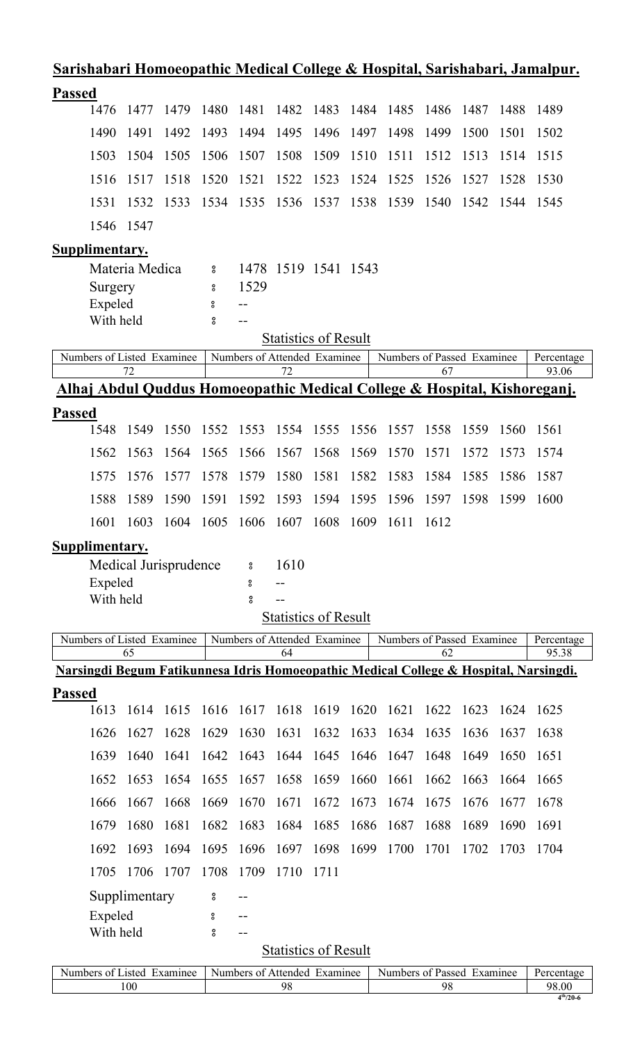## Sarishabari Homoeopathic Medical College & Hospital, Sarishabari, Jamalpur.

**Passed**

| | | | | | | | | | | | | |
|---|---|---|---|---|---|---|---|---|---|---|---|---|
| 1476 | 1477 | 1479 | 1480 | 1481 | 1482 | 1483 | 1484 | 1485 | 1486 | 1487 | 1488 | 1489 |
| 1490 | 1491 | 1492 | 1493 | 1494 | 1495 | 1496 | 1497 | 1498 | 1499 | 1500 | 1501 | 1502 |
| 1503 | 1504 | 1505 | 1506 | 1507 | 1508 | 1509 | 1510 | 1511 | 1512 | 1513 | 1514 | 1515 |
| 1516 | 1517 | 1518 | 1520 | 1521 | 1522 | 1523 | 1524 | 1525 | 1526 | 1527 | 1528 | 1530 |
| 1531 | 1532 | 1533 | 1534 | 1535 | 1536 | 1537 | 1538 | 1539 | 1540 | 1542 | 1544 | 1545 |
| 1546 | 1547 | | | | | | | | | | | |

**Supplimentary.**

Materia Medica ঃ 1478 1519 1541 1543

Surgery ঃ 1529

Expeled ঃ --

With held ঃ --

Statistics of Result

| Numbers of Listed Examinee | Numbers of Attended Examinee | Numbers of Passed Examinee | Percentage |
|---|---|---|---|
| 72 | 72 | 67 | 93.06 |

## Alhaj Abdul Quddus Homoeopathic Medical College & Hospital, Kishoreganj.

**Passed**

| | | | | | | | | | | | | |
|---|---|---|---|---|---|---|---|---|---|---|---|---|
| 1548 | 1549 | 1550 | 1552 | 1553 | 1554 | 1555 | 1556 | 1557 | 1558 | 1559 | 1560 | 1561 |
| 1562 | 1563 | 1564 | 1565 | 1566 | 1567 | 1568 | 1569 | 1570 | 1571 | 1572 | 1573 | 1574 |
| 1575 | 1576 | 1577 | 1578 | 1579 | 1580 | 1581 | 1582 | 1583 | 1584 | 1585 | 1586 | 1587 |
| 1588 | 1589 | 1590 | 1591 | 1592 | 1593 | 1594 | 1595 | 1596 | 1597 | 1598 | 1599 | 1600 |
| 1601 | 1603 | 1604 | 1605 | 1606 | 1607 | 1608 | 1609 | 1611 | 1612 | | | |

**Supplimentary.**

Medical Jurisprudence ঃ 1610

Expeled ঃ --

With held ঃ --

Statistics of Result

| Numbers of Listed Examinee | Numbers of Attended Examinee | Numbers of Passed Examinee | Percentage |
|---|---|---|---|
| 65 | 64 | 62 | 95.38 |

## Narsingdi Begum Fatikunnesa Idris Homoeopathic Medical College & Hospital, Narsingdi.

**Passed**

| | | | | | | | | | | | | |
|---|---|---|---|---|---|---|---|---|---|---|---|---|
| 1613 | 1614 | 1615 | 1616 | 1617 | 1618 | 1619 | 1620 | 1621 | 1622 | 1623 | 1624 | 1625 |
| 1626 | 1627 | 1628 | 1629 | 1630 | 1631 | 1632 | 1633 | 1634 | 1635 | 1636 | 1637 | 1638 |
| 1639 | 1640 | 1641 | 1642 | 1643 | 1644 | 1645 | 1646 | 1647 | 1648 | 1649 | 1650 | 1651 |
| 1652 | 1653 | 1654 | 1655 | 1657 | 1658 | 1659 | 1660 | 1661 | 1662 | 1663 | 1664 | 1665 |
| 1666 | 1667 | 1668 | 1669 | 1670 | 1671 | 1672 | 1673 | 1674 | 1675 | 1676 | 1677 | 1678 |
| 1679 | 1680 | 1681 | 1682 | 1683 | 1684 | 1685 | 1686 | 1687 | 1688 | 1689 | 1690 | 1691 |
| 1692 | 1693 | 1694 | 1695 | 1696 | 1697 | 1698 | 1699 | 1700 | 1701 | 1702 | 1703 | 1704 |
| 1705 | 1706 | 1707 | 1708 | 1709 | 1710 | 1711 | | | | | | |

Supplimentary ঃ --

Expeled ঃ --

With held ঃ --

Statistics of Result

| Numbers of Listed Examinee | Numbers of Attended Examinee | Numbers of Passed Examinee | Percentage |
|---|---|---|---|
| 100 | 98 | 98 | 98.00 |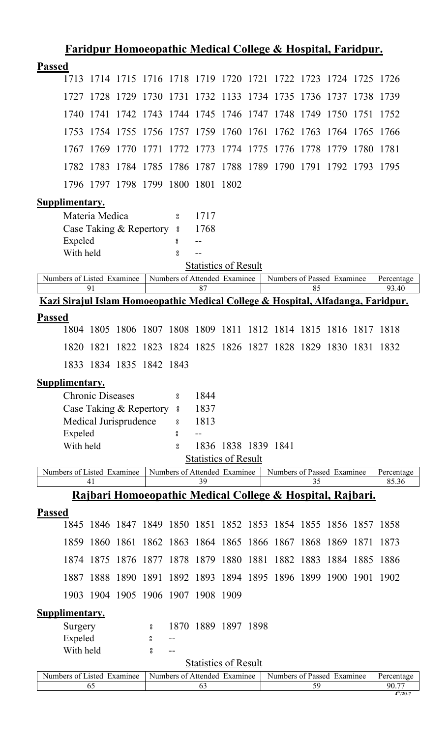## Faridpur Homoeopathic Medical College & Hospital, Faridpur.

**Passed**

1713 1714 1715 1716 1718 1719 1720 1721 1722 1723 1724 1725 1726
1727 1728 1729 1730 1731 1732 1133 1734 1735 1736 1737 1738 1739
1740 1741 1742 1743 1744 1745 1746 1747 1748 1749 1750 1751 1752
1753 1754 1755 1756 1757 1759 1760 1761 1762 1763 1764 1765 1766
1767 1769 1770 1771 1772 1773 1774 1775 1776 1778 1779 1780 1781
1782 1783 1784 1785 1786 1787 1788 1789 1790 1791 1792 1793 1795
1796 1797 1798 1799 1800 1801 1802

**Supplimentary.**

Materia Medica : 1717
Case Taking & Repertory : 1768
Expeled : --
With held : --

Statistics of Result

| Numbers of Listed Examinee | Numbers of Attended Examinee | Numbers of Passed Examinee | Percentage |
|---|---|---|---|
| 91 | 87 | 85 | 93.40 |

## Kazi Sirajul Islam Homoeopathic Medical College & Hospital, Alfadanga, Faridpur.

**Passed**

1804 1805 1806 1807 1808 1809 1811 1812 1814 1815 1816 1817 1818
1820 1821 1822 1823 1824 1825 1826 1827 1828 1829 1830 1831 1832
1833 1834 1835 1842 1843

**Supplimentary.**

Chronic Diseases : 1844
Case Taking & Repertory : 1837
Medical Jurisprudence : 1813
Expeled : --
With held : 1836 1838 1839 1841

Statistics of Result

| Numbers of Listed Examinee | Numbers of Attended Examinee | Numbers of Passed Examinee | Percentage |
|---|---|---|---|
| 41 | 39 | 35 | 85.36 |

## Rajbari Homoeopathic Medical College & Hospital, Rajbari.

**Passed**

1845 1846 1847 1849 1850 1851 1852 1853 1854 1855 1856 1857 1858
1859 1860 1861 1862 1863 1864 1865 1866 1867 1868 1869 1871 1873
1874 1875 1876 1877 1878 1879 1880 1881 1882 1883 1884 1885 1886
1887 1888 1890 1891 1892 1893 1894 1895 1896 1899 1900 1901 1902
1903 1904 1905 1906 1907 1908 1909

**Supplimentary.**

Surgery : 1870 1889 1897 1898
Expeled : --
With held : --

Statistics of Result

| Numbers of Listed Examinee | Numbers of Attended Examinee | Numbers of Passed Examinee | Percentage |
|---|---|---|---|
| 65 | 63 | 59 | 90.77 |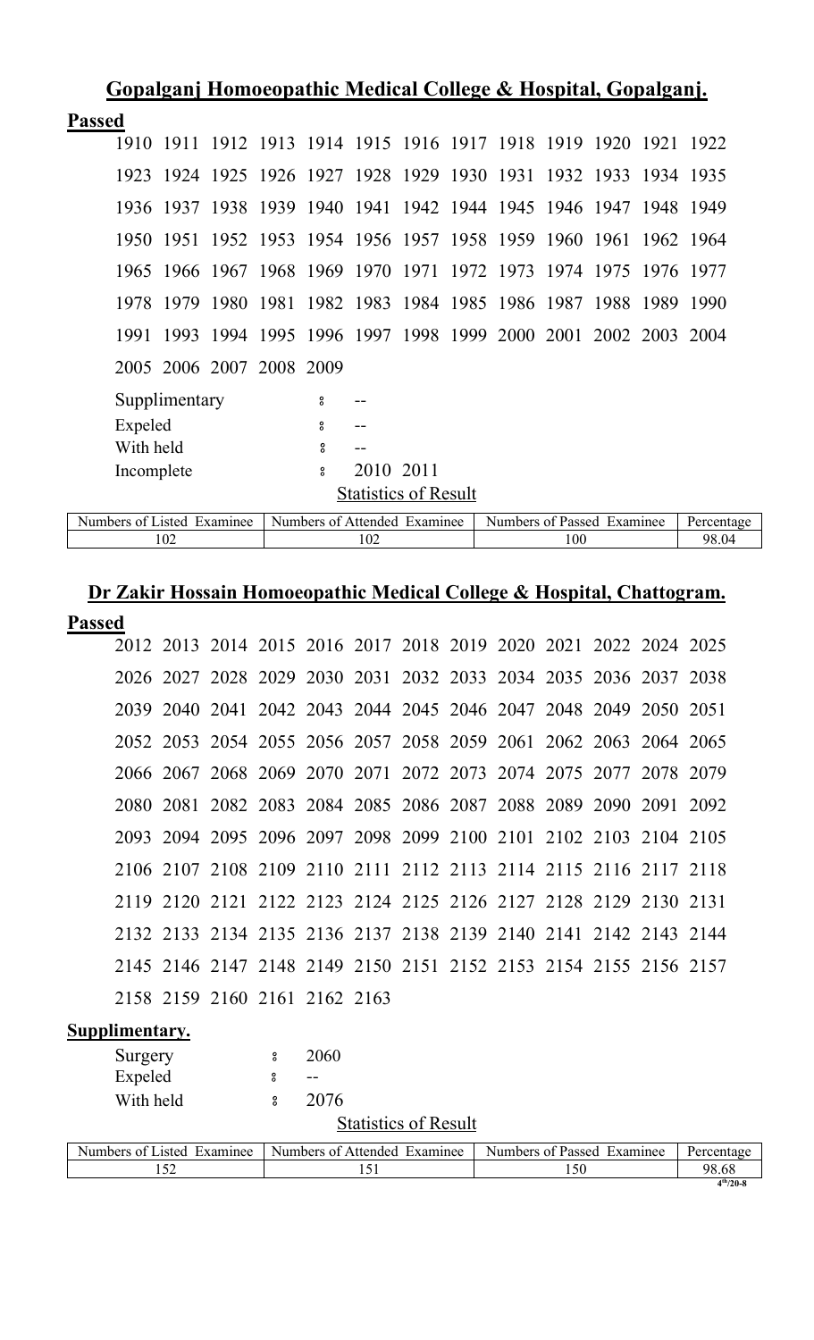## Gopalganj Homoeopathic Medical College & Hospital, Gopalganj.

**Passed**

1910 1911 1912 1913 1914 1915 1916 1917 1918 1919 1920 1921 1922
1923 1924 1925 1926 1927 1928 1929 1930 1931 1932 1933 1934 1935
1936 1937 1938 1939 1940 1941 1942 1944 1945 1946 1947 1948 1949
1950 1951 1952 1953 1954 1956 1957 1958 1959 1960 1961 1962 1964
1965 1966 1967 1968 1969 1970 1971 1972 1973 1974 1975 1976 1977
1978 1979 1980 1981 1982 1983 1984 1985 1986 1987 1988 1989 1990
1991 1993 1994 1995 1996 1997 1998 1999 2000 2001 2002 2003 2004
2005 2006 2007 2008 2009

Supplimentary : --
Expeled : --
With held : --
Incomplete : 2010 2011

Statistics of Result

| Numbers of Listed Examinee | Numbers of Attended Examinee | Numbers of Passed Examinee | Percentage |
|---|---|---|---|
| 102 | 102 | 100 | 98.04 |

## Dr Zakir Hossain Homoeopathic Medical College & Hospital, Chattogram.

**Passed**

2012 2013 2014 2015 2016 2017 2018 2019 2020 2021 2022 2024 2025
2026 2027 2028 2029 2030 2031 2032 2033 2034 2035 2036 2037 2038
2039 2040 2041 2042 2043 2044 2045 2046 2047 2048 2049 2050 2051
2052 2053 2054 2055 2056 2057 2058 2059 2061 2062 2063 2064 2065
2066 2067 2068 2069 2070 2071 2072 2073 2074 2075 2077 2078 2079
2080 2081 2082 2083 2084 2085 2086 2087 2088 2089 2090 2091 2092
2093 2094 2095 2096 2097 2098 2099 2100 2101 2102 2103 2104 2105
2106 2107 2108 2109 2110 2111 2112 2113 2114 2115 2116 2117 2118
2119 2120 2121 2122 2123 2124 2125 2126 2127 2128 2129 2130 2131
2132 2133 2134 2135 2136 2137 2138 2139 2140 2141 2142 2143 2144
2145 2146 2147 2148 2149 2150 2151 2152 2153 2154 2155 2156 2157
2158 2159 2160 2161 2162 2163

**Supplimentary.**

Surgery : 2060
Expeled : --
With held : 2076

Statistics of Result

| Numbers of Listed Examinee | Numbers of Attended Examinee | Numbers of Passed Examinee | Percentage |
|---|---|---|---|
| 152 | 151 | 150 | 98.68 |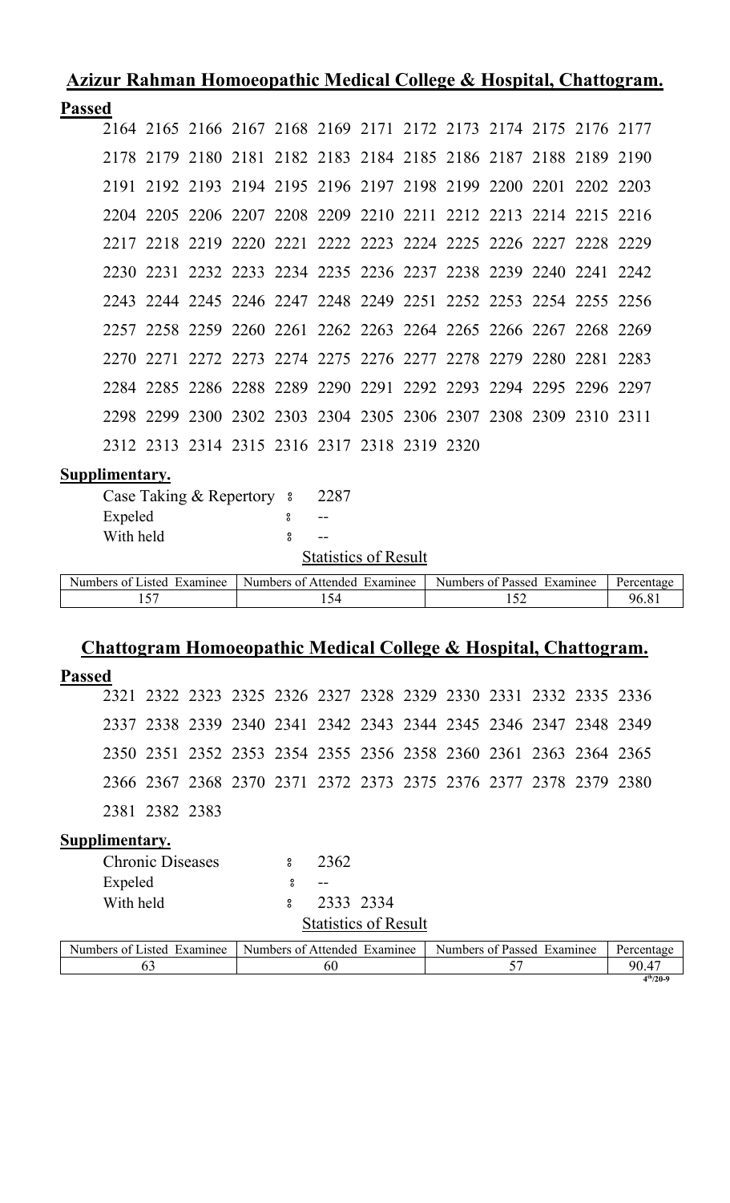## Azizur Rahman Homoeopathic Medical College & Hospital, Chattogram.

**Passed**

2164 2165 2166 2167 2168 2169 2171 2172 2173 2174 2175 2176 2177
2178 2179 2180 2181 2182 2183 2184 2185 2186 2187 2188 2189 2190
2191 2192 2193 2194 2195 2196 2197 2198 2199 2200 2201 2202 2203
2204 2205 2206 2207 2208 2209 2210 2211 2212 2213 2214 2215 2216
2217 2218 2219 2220 2221 2222 2223 2224 2225 2226 2227 2228 2229
2230 2231 2232 2233 2234 2235 2236 2237 2238 2239 2240 2241 2242
2243 2244 2245 2246 2247 2248 2249 2251 2252 2253 2254 2255 2256
2257 2258 2259 2260 2261 2262 2263 2264 2265 2266 2267 2268 2269
2270 2271 2272 2273 2274 2275 2276 2277 2278 2279 2280 2281 2283
2284 2285 2286 2288 2289 2290 2291 2292 2293 2294 2295 2296 2297
2298 2299 2300 2302 2303 2304 2305 2306 2307 2308 2309 2310 2311
2312 2313 2314 2315 2316 2317 2318 2319 2320

**Supplimentary.**

Case Taking & Repertory ঃ 2287
Expeled ঃ --
With held ঃ --

Statistics of Result

| Numbers of Listed Examinee | Numbers of Attended Examinee | Numbers of Passed Examinee | Percentage |
|---|---|---|---|
| 157 | 154 | 152 | 96.81 |

## Chattogram Homoeopathic Medical College & Hospital, Chattogram.

**Passed**

2321 2322 2323 2325 2326 2327 2328 2329 2330 2331 2332 2335 2336
2337 2338 2339 2340 2341 2342 2343 2344 2345 2346 2347 2348 2349
2350 2351 2352 2353 2354 2355 2356 2358 2360 2361 2363 2364 2365
2366 2367 2368 2370 2371 2372 2373 2375 2376 2377 2378 2379 2380
2381 2382 2383

**Supplimentary.**

Chronic Diseases ঃ 2362
Expeled ঃ --
With held ঃ 2333 2334

Statistics of Result

| Numbers of Listed Examinee | Numbers of Attended Examinee | Numbers of Passed Examinee | Percentage |
|---|---|---|---|
| 63 | 60 | 57 | 90.47 |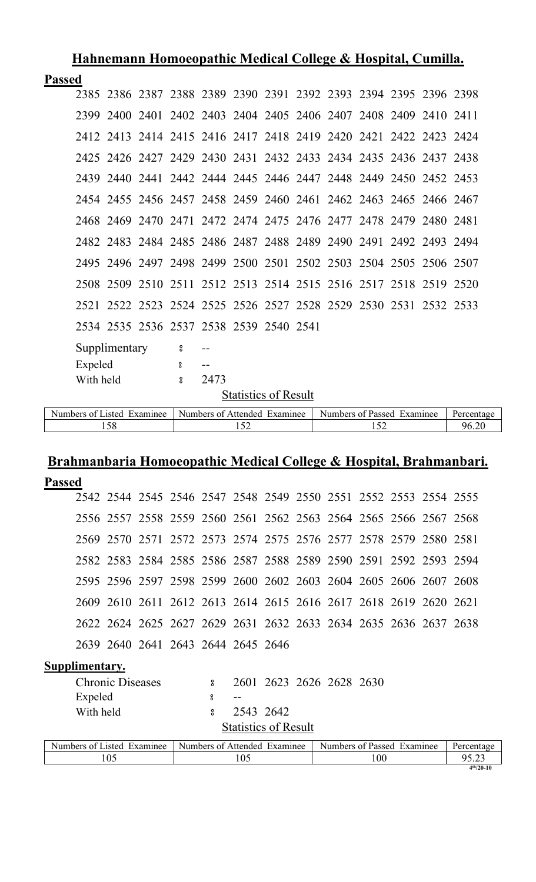## Hahnemann Homoeopathic Medical College & Hospital, Cumilla.

**Passed**

2385 2386 2387 2388 2389 2390 2391 2392 2393 2394 2395 2396 2398
2399 2400 2401 2402 2403 2404 2405 2406 2407 2408 2409 2410 2411
2412 2413 2414 2415 2416 2417 2418 2419 2420 2421 2422 2423 2424
2425 2426 2427 2429 2430 2431 2432 2433 2434 2435 2436 2437 2438
2439 2440 2441 2442 2444 2445 2446 2447 2448 2449 2450 2452 2453
2454 2455 2456 2457 2458 2459 2460 2461 2462 2463 2465 2466 2467
2468 2469 2470 2471 2472 2474 2475 2476 2477 2478 2479 2480 2481
2482 2483 2484 2485 2486 2487 2488 2489 2490 2491 2492 2493 2494
2495 2496 2497 2498 2499 2500 2501 2502 2503 2504 2505 2506 2507
2508 2509 2510 2511 2512 2513 2514 2515 2516 2517 2518 2519 2520
2521 2522 2523 2524 2525 2526 2527 2528 2529 2530 2531 2532 2533
2534 2535 2536 2537 2538 2539 2540 2541

Supplimentary : --
Expeled : --
With held : 2473

Statistics of Result

| Numbers of Listed Examinee | Numbers of Attended Examinee | Numbers of Passed Examinee | Percentage |
|---|---|---|---|
| 158 | 152 | 152 | 96.20 |

## Brahmanbaria Homoeopathic Medical College & Hospital, Brahmanbari.

**Passed**

2542 2544 2545 2546 2547 2548 2549 2550 2551 2552 2553 2554 2555
2556 2557 2558 2559 2560 2561 2562 2563 2564 2565 2566 2567 2568
2569 2570 2571 2572 2573 2574 2575 2576 2577 2578 2579 2580 2581
2582 2583 2584 2585 2586 2587 2588 2589 2590 2591 2592 2593 2594
2595 2596 2597 2598 2599 2600 2602 2603 2604 2605 2606 2607 2608
2609 2610 2611 2612 2613 2614 2615 2616 2617 2618 2619 2620 2621
2622 2624 2625 2627 2629 2631 2632 2633 2634 2635 2636 2637 2638
2639 2640 2641 2643 2644 2645 2646

**Supplimentary.**

Chronic Diseases : 2601 2623 2626 2628 2630
Expeled : --
With held : 2543 2642

Statistics of Result

| Numbers of Listed Examinee | Numbers of Attended Examinee | Numbers of Passed Examinee | Percentage |
|---|---|---|---|
| 105 | 105 | 100 | 95.23 |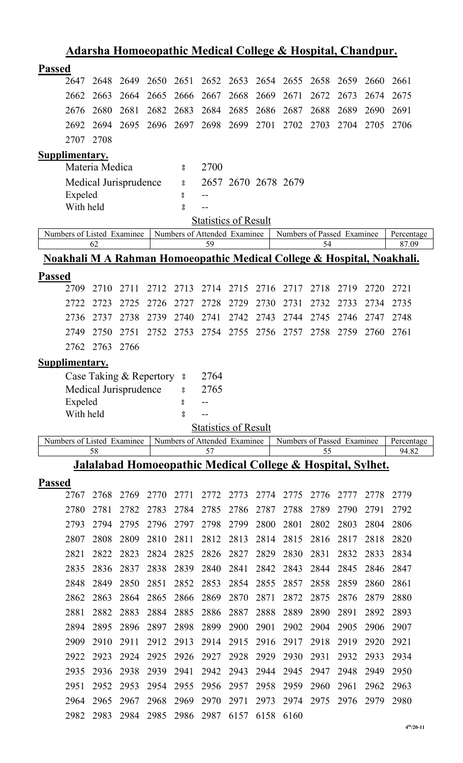## Adarsha Homoeopathic Medical College & Hospital, Chandpur.

**Passed**

2647 2648 2649 2650 2651 2652 2653 2654 2655 2658 2659 2660 2661
2662 2663 2664 2665 2666 2667 2668 2669 2671 2672 2673 2674 2675
2676 2680 2681 2682 2683 2684 2685 2686 2687 2688 2689 2690 2691
2692 2694 2695 2696 2697 2698 2699 2701 2702 2703 2704 2705 2706
2707 2708

**Supplimentary.**

Materia Medica ః 2700
Medical Jurisprudence ః 2657 2670 2678 2679
Expeled ః --
With held ః --

Statistics of Result

| Numbers of Listed Examinee | Numbers of Attended Examinee | Numbers of Passed Examinee | Percentage |
|---|---|---|---|
| 62 | 59 | 54 | 87.09 |

## Noakhali M A Rahman Homoeopathic Medical College & Hospital, Noakhali.

**Passed**

2709 2710 2711 2712 2713 2714 2715 2716 2717 2718 2719 2720 2721
2722 2723 2725 2726 2727 2728 2729 2730 2731 2732 2733 2734 2735
2736 2737 2738 2739 2740 2741 2742 2743 2744 2745 2746 2747 2748
2749 2750 2751 2752 2753 2754 2755 2756 2757 2758 2759 2760 2761
2762 2763 2766

**Supplimentary.**

Case Taking & Repertory ః 2764
Medical Jurisprudence ః 2765
Expeled ః --
With held ః --

Statistics of Result

| Numbers of Listed Examinee | Numbers of Attended Examinee | Numbers of Passed Examinee | Percentage |
|---|---|---|---|
| 58 | 57 | 55 | 94.82 |

## Jalalabad Homoeopathic Medical College & Hospital, Sylhet.

**Passed**

2767 2768 2769 2770 2771 2772 2773 2774 2775 2776 2777 2778 2779
2780 2781 2782 2783 2784 2785 2786 2787 2788 2789 2790 2791 2792
2793 2794 2795 2796 2797 2798 2799 2800 2801 2802 2803 2804 2806
2807 2808 2809 2810 2811 2812 2813 2814 2815 2816 2817 2818 2820
2821 2822 2823 2824 2825 2826 2827 2829 2830 2831 2832 2833 2834
2835 2836 2837 2838 2839 2840 2841 2842 2843 2844 2845 2846 2847
2848 2849 2850 2851 2852 2853 2854 2855 2857 2858 2859 2860 2861
2862 2863 2864 2865 2866 2869 2870 2871 2872 2875 2876 2879 2880
2881 2882 2883 2884 2885 2886 2887 2888 2889 2890 2891 2892 2893
2894 2895 2896 2897 2898 2899 2900 2901 2902 2904 2905 2906 2907
2909 2910 2911 2912 2913 2914 2915 2916 2917 2918 2919 2920 2921
2922 2923 2924 2925 2926 2927 2928 2929 2930 2931 2932 2933 2934
2935 2936 2938 2939 2941 2942 2943 2944 2945 2947 2948 2949 2950
2951 2952 2953 2954 2955 2956 2957 2958 2959 2960 2961 2962 2963
2964 2965 2967 2968 2969 2970 2971 2973 2974 2975 2976 2979 2980
2982 2983 2984 2985 2986 2987 6157 6158 6160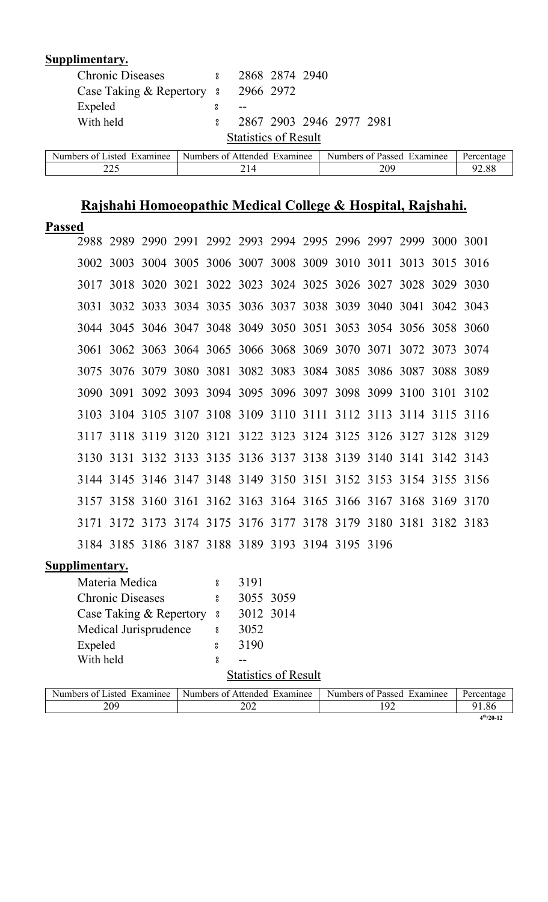**Supplimentary.**

| | | |
|---|---|---|
| Chronic Diseases | ঃ | 2868 2874 2940 |
| Case Taking & Repertory | ঃ | 2966 2972 |
| Expeled | ঃ | -- |
| With held | ঃ | 2867 2903 2946 2977 2981 |

Statistics of Result

| Numbers of Listed Examinee | Numbers of Attended Examinee | Numbers of Passed Examinee | Percentage |
|---|---|---|---|
| 225 | 214 | 209 | 92.88 |

## Rajshahi Homoeopathic Medical College & Hospital, Rajshahi.

**Passed**

2988 2989 2990 2991 2992 2993 2994 2995 2996 2997 2999 3000 3001
3002 3003 3004 3005 3006 3007 3008 3009 3010 3011 3013 3015 3016
3017 3018 3020 3021 3022 3023 3024 3025 3026 3027 3028 3029 3030
3031 3032 3033 3034 3035 3036 3037 3038 3039 3040 3041 3042 3043
3044 3045 3046 3047 3048 3049 3050 3051 3053 3054 3056 3058 3060
3061 3062 3063 3064 3065 3066 3068 3069 3070 3071 3072 3073 3074
3075 3076 3079 3080 3081 3082 3083 3084 3085 3086 3087 3088 3089
3090 3091 3092 3093 3094 3095 3096 3097 3098 3099 3100 3101 3102
3103 3104 3105 3107 3108 3109 3110 3111 3112 3113 3114 3115 3116
3117 3118 3119 3120 3121 3122 3123 3124 3125 3126 3127 3128 3129
3130 3131 3132 3133 3135 3136 3137 3138 3139 3140 3141 3142 3143
3144 3145 3146 3147 3148 3149 3150 3151 3152 3153 3154 3155 3156
3157 3158 3160 3161 3162 3163 3164 3165 3166 3167 3168 3169 3170
3171 3172 3173 3174 3175 3176 3177 3178 3179 3180 3181 3182 3183
3184 3185 3186 3187 3188 3189 3193 3194 3195 3196

**Supplimentary.**

| | | |
|---|---|---|
| Materia Medica | ঃ | 3191 |
| Chronic Diseases | ঃ | 3055 3059 |
| Case Taking & Repertory | ঃ | 3012 3014 |
| Medical Jurisprudence | ঃ | 3052 |
| Expeled | ঃ | 3190 |
| With held | ঃ | -- |

Statistics of Result

| Numbers of Listed Examinee | Numbers of Attended Examinee | Numbers of Passed Examinee | Percentage |
|---|---|---|---|
| 209 | 202 | 192 | 91.86 |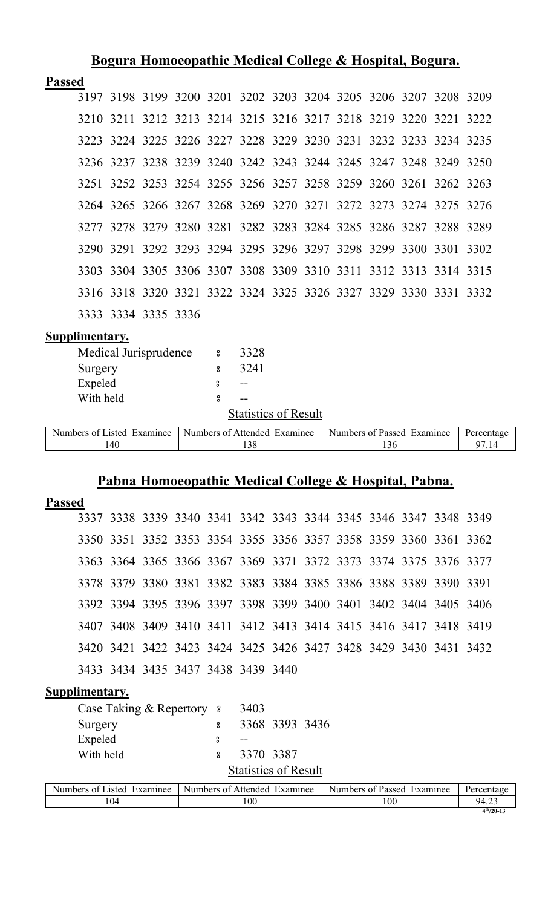## Bogura Homoeopathic Medical College & Hospital, Bogura.

**Passed**

3197 3198 3199 3200 3201 3202 3203 3204 3205 3206 3207 3208 3209
3210 3211 3212 3213 3214 3215 3216 3217 3218 3219 3220 3221 3222
3223 3224 3225 3226 3227 3228 3229 3230 3231 3232 3233 3234 3235
3236 3237 3238 3239 3240 3242 3243 3244 3245 3247 3248 3249 3250
3251 3252 3253 3254 3255 3256 3257 3258 3259 3260 3261 3262 3263
3264 3265 3266 3267 3268 3269 3270 3271 3272 3273 3274 3275 3276
3277 3278 3279 3280 3281 3282 3283 3284 3285 3286 3287 3288 3289
3290 3291 3292 3293 3294 3295 3296 3297 3298 3299 3300 3301 3302
3303 3304 3305 3306 3307 3308 3309 3310 3311 3312 3313 3314 3315
3316 3318 3320 3321 3322 3324 3325 3326 3327 3329 3330 3331 3332
3333 3334 3335 3336

**Supplimentary.**

Medical Jurisprudence : 3328
Surgery : 3241
Expeled : --
With held : --

Statistics of Result

| Numbers of Listed Examinee | Numbers of Attended Examinee | Numbers of Passed Examinee | Percentage |
|---|---|---|---|
| 140 | 138 | 136 | 97.14 |

## Pabna Homoeopathic Medical College & Hospital, Pabna.

**Passed**

3337 3338 3339 3340 3341 3342 3343 3344 3345 3346 3347 3348 3349
3350 3351 3352 3353 3354 3355 3356 3357 3358 3359 3360 3361 3362
3363 3364 3365 3366 3367 3369 3371 3372 3373 3374 3375 3376 3377
3378 3379 3380 3381 3382 3383 3384 3385 3386 3388 3389 3390 3391
3392 3394 3395 3396 3397 3398 3399 3400 3401 3402 3404 3405 3406
3407 3408 3409 3410 3411 3412 3413 3414 3415 3416 3417 3418 3419
3420 3421 3422 3423 3424 3425 3426 3427 3428 3429 3430 3431 3432
3433 3434 3435 3437 3438 3439 3440

**Supplimentary.**

Case Taking & Repertory : 3403
Surgery : 3368 3393 3436
Expeled : --
With held : 3370 3387

Statistics of Result

| Numbers of Listed Examinee | Numbers of Attended Examinee | Numbers of Passed Examinee | Percentage |
|---|---|---|---|
| 104 | 100 | 100 | 94.23 |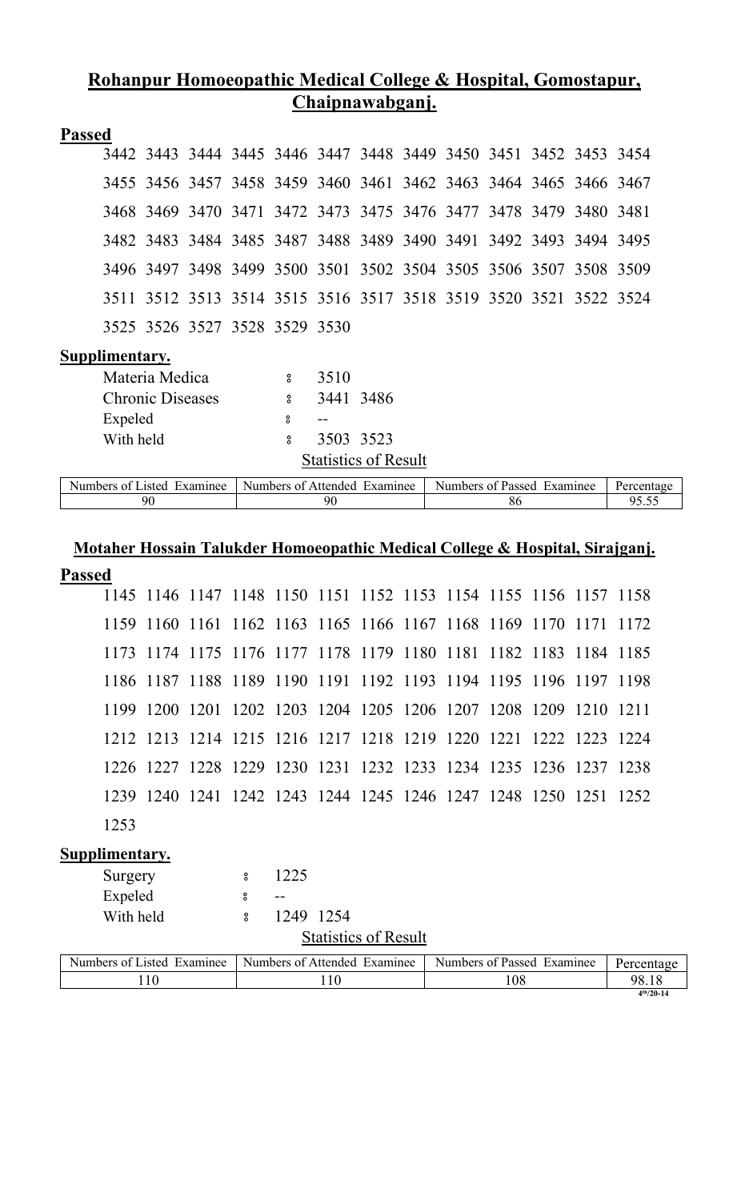## Rohanpur Homoeopathic Medical College & Hospital, Gomostapur, Chaipnawabganj.

**Passed**

3442 3443 3444 3445 3446 3447 3448 3449 3450 3451 3452 3453 3454
3455 3456 3457 3458 3459 3460 3461 3462 3463 3464 3465 3466 3467
3468 3469 3470 3471 3472 3473 3475 3476 3477 3478 3479 3480 3481
3482 3483 3484 3485 3487 3488 3489 3490 3491 3492 3493 3494 3495
3496 3497 3498 3499 3500 3501 3502 3504 3505 3506 3507 3508 3509
3511 3512 3513 3514 3515 3516 3517 3518 3519 3520 3521 3522 3524
3525 3526 3527 3528 3529 3530

**Supplimentary.**

Materia Medica ঃ 3510
Chronic Diseases ঃ 3441 3486
Expeled ঃ --
With held ঃ 3503 3523

Statistics of Result

| Numbers of Listed Examinee | Numbers of Attended Examinee | Numbers of Passed Examinee | Percentage |
|---|---|---|---|
| 90 | 90 | 86 | 95.55 |

## Motaher Hossain Talukder Homoeopathic Medical College & Hospital, Sirajganj.

**Passed**

1145 1146 1147 1148 1150 1151 1152 1153 1154 1155 1156 1157 1158
1159 1160 1161 1162 1163 1165 1166 1167 1168 1169 1170 1171 1172
1173 1174 1175 1176 1177 1178 1179 1180 1181 1182 1183 1184 1185
1186 1187 1188 1189 1190 1191 1192 1193 1194 1195 1196 1197 1198
1199 1200 1201 1202 1203 1204 1205 1206 1207 1208 1209 1210 1211
1212 1213 1214 1215 1216 1217 1218 1219 1220 1221 1222 1223 1224
1226 1227 1228 1229 1230 1231 1232 1233 1234 1235 1236 1237 1238
1239 1240 1241 1242 1243 1244 1245 1246 1247 1248 1250 1251 1252
1253

**Supplimentary.**

Surgery ঃ 1225
Expeled ঃ --
With held ঃ 1249 1254

Statistics of Result

| Numbers of Listed Examinee | Numbers of Attended Examinee | Numbers of Passed Examinee | Percentage |
|---|---|---|---|
| 110 | 110 | 108 | 98.18 |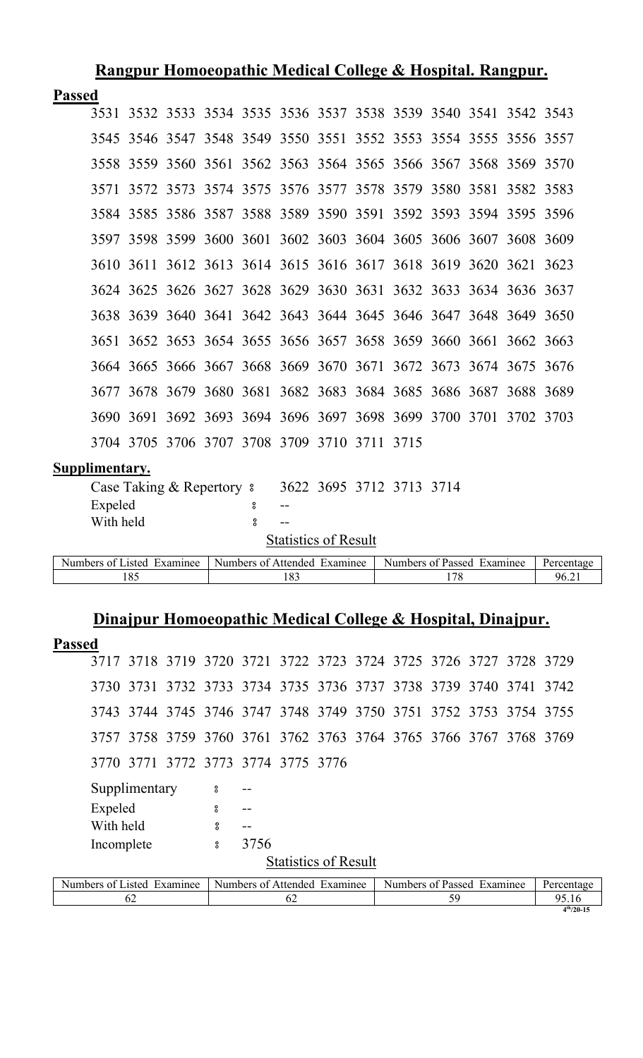## Rangpur Homoeopathic Medical College & Hospital. Rangpur.

**Passed**

3531 3532 3533 3534 3535 3536 3537 3538 3539 3540 3541 3542 3543
3545 3546 3547 3548 3549 3550 3551 3552 3553 3554 3555 3556 3557
3558 3559 3560 3561 3562 3563 3564 3565 3566 3567 3568 3569 3570
3571 3572 3573 3574 3575 3576 3577 3578 3579 3580 3581 3582 3583
3584 3585 3586 3587 3588 3589 3590 3591 3592 3593 3594 3595 3596
3597 3598 3599 3600 3601 3602 3603 3604 3605 3606 3607 3608 3609
3610 3611 3612 3613 3614 3615 3616 3617 3618 3619 3620 3621 3623
3624 3625 3626 3627 3628 3629 3630 3631 3632 3633 3634 3636 3637
3638 3639 3640 3641 3642 3643 3644 3645 3646 3647 3648 3649 3650
3651 3652 3653 3654 3655 3656 3657 3658 3659 3660 3661 3662 3663
3664 3665 3666 3667 3668 3669 3670 3671 3672 3673 3674 3675 3676
3677 3678 3679 3680 3681 3682 3683 3684 3685 3686 3687 3688 3689
3690 3691 3692 3693 3694 3696 3697 3698 3699 3700 3701 3702 3703
3704 3705 3706 3707 3708 3709 3710 3711 3715

**Supplimentary.**

Case Taking & Repertory : 3622 3695 3712 3713 3714
Expeled : --
With held : --

Statistics of Result

| Numbers of Listed Examinee | Numbers of Attended Examinee | Numbers of Passed Examinee | Percentage |
|---|---|---|---|
| 185 | 183 | 178 | 96.21 |

## Dinajpur Homoeopathic Medical College & Hospital, Dinajpur.

**Passed**

3717 3718 3719 3720 3721 3722 3723 3724 3725 3726 3727 3728 3729
3730 3731 3732 3733 3734 3735 3736 3737 3738 3739 3740 3741 3742
3743 3744 3745 3746 3747 3748 3749 3750 3751 3752 3753 3754 3755
3757 3758 3759 3760 3761 3762 3763 3764 3765 3766 3767 3768 3769
3770 3771 3772 3773 3774 3775 3776

Supplimentary : --
Expeled : --
With held : --
Incomplete : 3756

Statistics of Result

| Numbers of Listed Examinee | Numbers of Attended Examinee | Numbers of Passed Examinee | Percentage |
|---|---|---|---|
| 62 | 62 | 59 | 95.16 |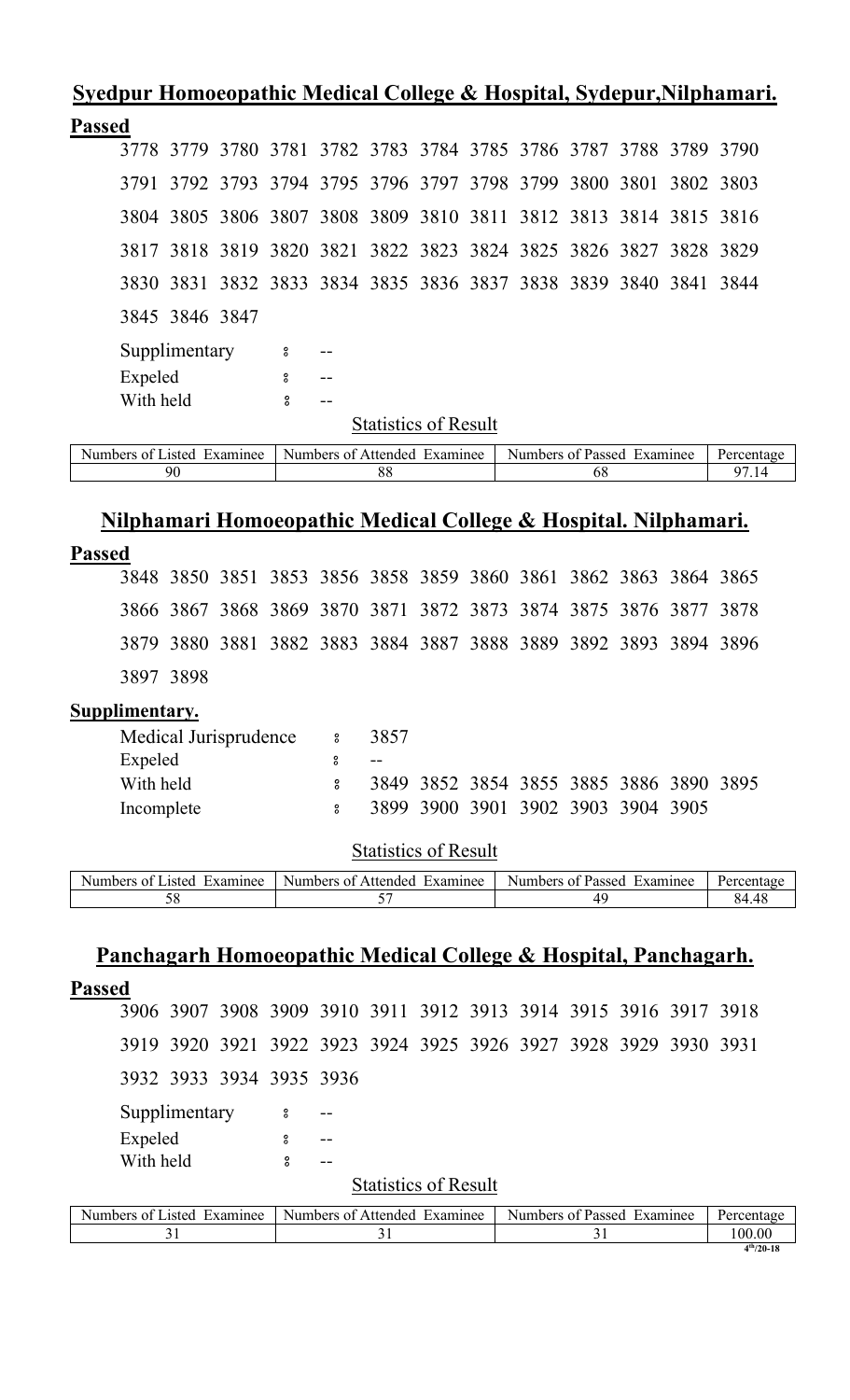## Syedpur Homoeopathic Medical College & Hospital, Sydepur,Nilphamari.

**Passed**

3778 3779 3780 3781 3782 3783 3784 3785 3786 3787 3788 3789 3790

3791 3792 3793 3794 3795 3796 3797 3798 3799 3800 3801 3802 3803

3804 3805 3806 3807 3808 3809 3810 3811 3812 3813 3814 3815 3816

3817 3818 3819 3820 3821 3822 3823 3824 3825 3826 3827 3828 3829

3830 3831 3832 3833 3834 3835 3836 3837 3838 3839 3840 3841 3844

3845 3846 3847

Supplimentary : --
Expeled : --
With held : --

Statistics of Result

| Numbers of Listed Examinee | Numbers of Attended Examinee | Numbers of Passed Examinee | Percentage |
|---|---|---|---|
| 90 | 88 | 68 | 97.14 |

## Nilphamari Homoeopathic Medical College & Hospital. Nilphamari.

**Passed**

3848 3850 3851 3853 3856 3858 3859 3860 3861 3862 3863 3864 3865

3866 3867 3868 3869 3870 3871 3872 3873 3874 3875 3876 3877 3878

3879 3880 3881 3882 3883 3884 3887 3888 3889 3892 3893 3894 3896

3897 3898

**Supplimentary.**

Medical Jurisprudence : 3857
Expeled : --
With held : 3849 3852 3854 3855 3885 3886 3890 3895
Incomplete : 3899 3900 3901 3902 3903 3904 3905

Statistics of Result

| Numbers of Listed Examinee | Numbers of Attended Examinee | Numbers of Passed Examinee | Percentage |
|---|---|---|---|
| 58 | 57 | 49 | 84.48 |

## Panchagarh Homoeopathic Medical College & Hospital, Panchagarh.

**Passed**

3906 3907 3908 3909 3910 3911 3912 3913 3914 3915 3916 3917 3918

3919 3920 3921 3922 3923 3924 3925 3926 3927 3928 3929 3930 3931

3932 3933 3934 3935 3936

Supplimentary : --
Expeled : --
With held : --

Statistics of Result

| Numbers of Listed Examinee | Numbers of Attended Examinee | Numbers of Passed Examinee | Percentage |
|---|---|---|---|
| 31 | 31 | 31 | 100.00 |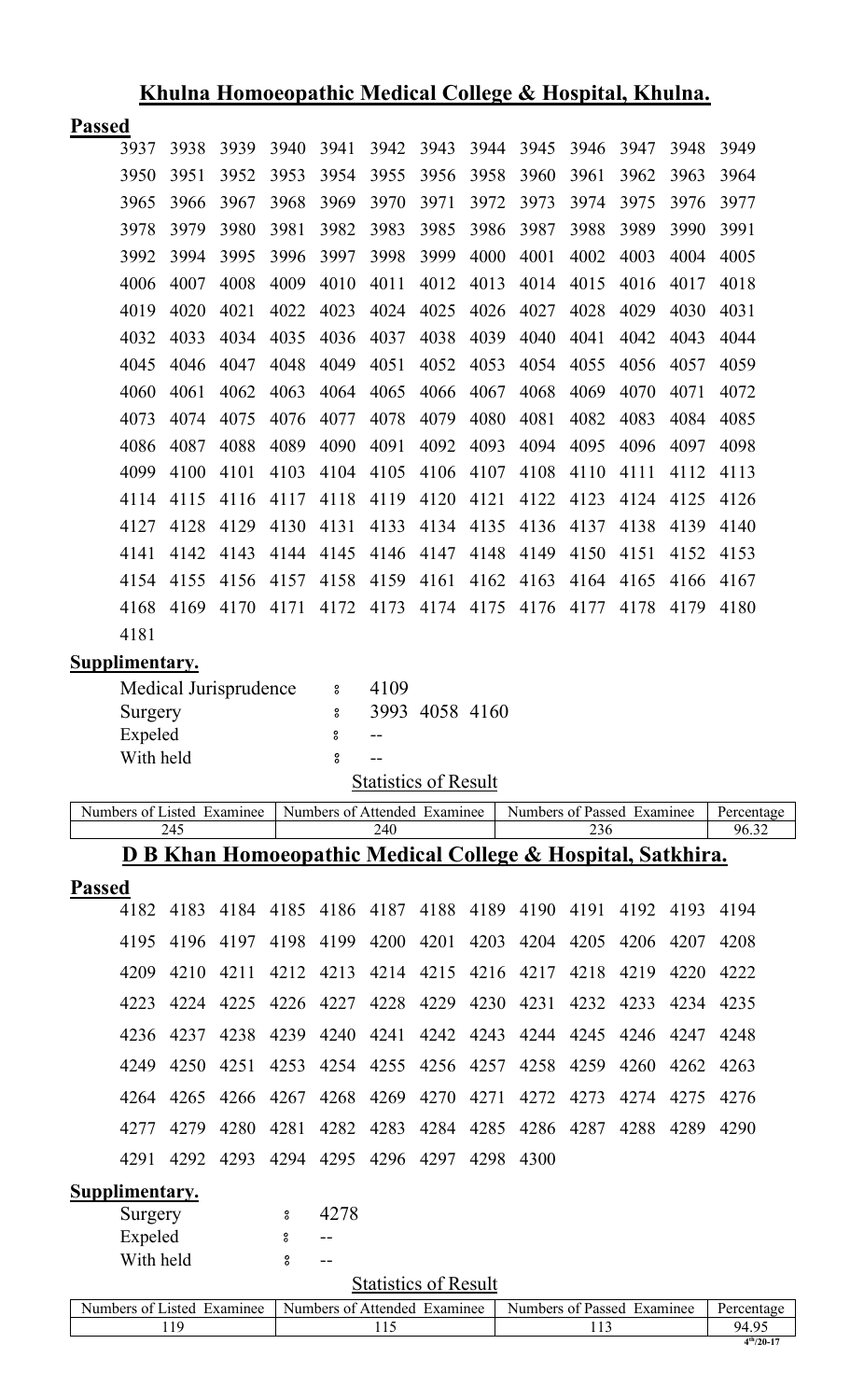## Khulna Homoeopathic Medical College & Hospital, Khulna.

**Passed**

| | | | | | | | | | | | | |
|---|---|---|---|---|---|---|---|---|---|---|---|---|
| 3937 | 3938 | 3939 | 3940 | 3941 | 3942 | 3943 | 3944 | 3945 | 3946 | 3947 | 3948 | 3949 |
| 3950 | 3951 | 3952 | 3953 | 3954 | 3955 | 3956 | 3958 | 3960 | 3961 | 3962 | 3963 | 3964 |
| 3965 | 3966 | 3967 | 3968 | 3969 | 3970 | 3971 | 3972 | 3973 | 3974 | 3975 | 3976 | 3977 |
| 3978 | 3979 | 3980 | 3981 | 3982 | 3983 | 3985 | 3986 | 3987 | 3988 | 3989 | 3990 | 3991 |
| 3992 | 3994 | 3995 | 3996 | 3997 | 3998 | 3999 | 4000 | 4001 | 4002 | 4003 | 4004 | 4005 |
| 4006 | 4007 | 4008 | 4009 | 4010 | 4011 | 4012 | 4013 | 4014 | 4015 | 4016 | 4017 | 4018 |
| 4019 | 4020 | 4021 | 4022 | 4023 | 4024 | 4025 | 4026 | 4027 | 4028 | 4029 | 4030 | 4031 |
| 4032 | 4033 | 4034 | 4035 | 4036 | 4037 | 4038 | 4039 | 4040 | 4041 | 4042 | 4043 | 4044 |
| 4045 | 4046 | 4047 | 4048 | 4049 | 4051 | 4052 | 4053 | 4054 | 4055 | 4056 | 4057 | 4059 |
| 4060 | 4061 | 4062 | 4063 | 4064 | 4065 | 4066 | 4067 | 4068 | 4069 | 4070 | 4071 | 4072 |
| 4073 | 4074 | 4075 | 4076 | 4077 | 4078 | 4079 | 4080 | 4081 | 4082 | 4083 | 4084 | 4085 |
| 4086 | 4087 | 4088 | 4089 | 4090 | 4091 | 4092 | 4093 | 4094 | 4095 | 4096 | 4097 | 4098 |
| 4099 | 4100 | 4101 | 4103 | 4104 | 4105 | 4106 | 4107 | 4108 | 4110 | 4111 | 4112 | 4113 |
| 4114 | 4115 | 4116 | 4117 | 4118 | 4119 | 4120 | 4121 | 4122 | 4123 | 4124 | 4125 | 4126 |
| 4127 | 4128 | 4129 | 4130 | 4131 | 4133 | 4134 | 4135 | 4136 | 4137 | 4138 | 4139 | 4140 |
| 4141 | 4142 | 4143 | 4144 | 4145 | 4146 | 4147 | 4148 | 4149 | 4150 | 4151 | 4152 | 4153 |
| 4154 | 4155 | 4156 | 4157 | 4158 | 4159 | 4161 | 4162 | 4163 | 4164 | 4165 | 4166 | 4167 |
| 4168 | 4169 | 4170 | 4171 | 4172 | 4173 | 4174 | 4175 | 4176 | 4177 | 4178 | 4179 | 4180 |
| 4181 | | | | | | | | | | | | |

**Supplimentary.**

Medical Jurisprudence : 4109
Surgery : 3993 4058 4160
Expeled : --
With held : --

Statistics of Result

| Numbers of Listed Examinee | Numbers of Attended Examinee | Numbers of Passed Examinee | Percentage |
|---|---|---|---|
| 245 | 240 | 236 | 96.32 |

## D B Khan Homoeopathic Medical College & Hospital, Satkhira.

**Passed**

| | | | | | | | | | | | | |
|---|---|---|---|---|---|---|---|---|---|---|---|---|
| 4182 | 4183 | 4184 | 4185 | 4186 | 4187 | 4188 | 4189 | 4190 | 4191 | 4192 | 4193 | 4194 |
| 4195 | 4196 | 4197 | 4198 | 4199 | 4200 | 4201 | 4203 | 4204 | 4205 | 4206 | 4207 | 4208 |
| 4209 | 4210 | 4211 | 4212 | 4213 | 4214 | 4215 | 4216 | 4217 | 4218 | 4219 | 4220 | 4222 |
| 4223 | 4224 | 4225 | 4226 | 4227 | 4228 | 4229 | 4230 | 4231 | 4232 | 4233 | 4234 | 4235 |
| 4236 | 4237 | 4238 | 4239 | 4240 | 4241 | 4242 | 4243 | 4244 | 4245 | 4246 | 4247 | 4248 |
| 4249 | 4250 | 4251 | 4253 | 4254 | 4255 | 4256 | 4257 | 4258 | 4259 | 4260 | 4262 | 4263 |
| 4264 | 4265 | 4266 | 4267 | 4268 | 4269 | 4270 | 4271 | 4272 | 4273 | 4274 | 4275 | 4276 |
| 4277 | 4279 | 4280 | 4281 | 4282 | 4283 | 4284 | 4285 | 4286 | 4287 | 4288 | 4289 | 4290 |
| 4291 | 4292 | 4293 | 4294 | 4295 | 4296 | 4297 | 4298 | 4300 | | | | |

**Supplimentary.**

Surgery : 4278
Expeled : --
With held : --

Statistics of Result

| Numbers of Listed Examinee | Numbers of Attended Examinee | Numbers of Passed Examinee | Percentage |
|---|---|---|---|
| 119 | 115 | 113 | 94.95 |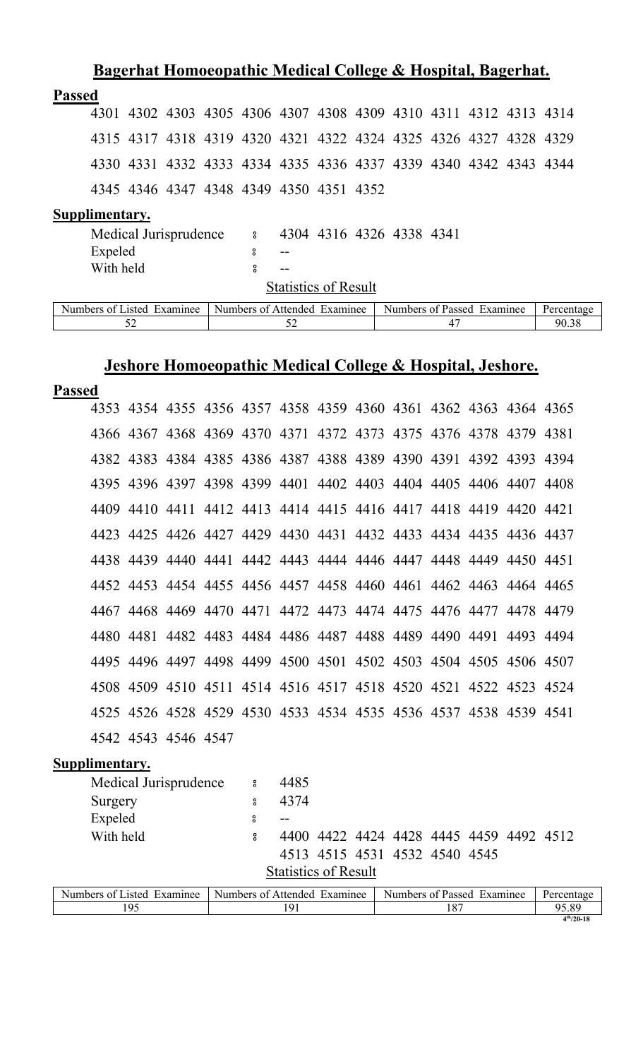## Bagerhat Homoeopathic Medical College & Hospital, Bagerhat.

**Passed**

4301 4302 4303 4305 4306 4307 4308 4309 4310 4311 4312 4313 4314
4315 4317 4318 4319 4320 4321 4322 4324 4325 4326 4327 4328 4329
4330 4331 4332 4333 4334 4335 4336 4337 4339 4340 4342 4343 4344
4345 4346 4347 4348 4349 4350 4351 4352

**Supplimentary.**

Medical Jurisprudence : 4304 4316 4326 4338 4341
Expeled : --
With held : --

Statistics of Result

| Numbers of Listed Examinee | Numbers of Attended Examinee | Numbers of Passed Examinee | Percentage |
|---|---|---|---|
| 52 | 52 | 47 | 90.38 |

## Jeshore Homoeopathic Medical College & Hospital, Jeshore.

**Passed**

4353 4354 4355 4356 4357 4358 4359 4360 4361 4362 4363 4364 4365
4366 4367 4368 4369 4370 4371 4372 4373 4375 4376 4378 4379 4381
4382 4383 4384 4385 4386 4387 4388 4389 4390 4391 4392 4393 4394
4395 4396 4397 4398 4399 4401 4402 4403 4404 4405 4406 4407 4408
4409 4410 4411 4412 4413 4414 4415 4416 4417 4418 4419 4420 4421
4423 4425 4426 4427 4429 4430 4431 4432 4433 4434 4435 4436 4437
4438 4439 4440 4441 4442 4443 4444 4446 4447 4448 4449 4450 4451
4452 4453 4454 4455 4456 4457 4458 4460 4461 4462 4463 4464 4465
4467 4468 4469 4470 4471 4472 4473 4474 4475 4476 4477 4478 4479
4480 4481 4482 4483 4484 4486 4487 4488 4489 4490 4491 4493 4494
4495 4496 4497 4498 4499 4500 4501 4502 4503 4504 4505 4506 4507
4508 4509 4510 4511 4514 4516 4517 4518 4520 4521 4522 4523 4524
4525 4526 4528 4529 4530 4533 4534 4535 4536 4537 4538 4539 4541
4542 4543 4546 4547

**Supplimentary.**

Medical Jurisprudence : 4485
Surgery : 4374
Expeled : --
With held : 4400 4422 4424 4428 4445 4459 4492 4512 4513 4515 4531 4532 4540 4545

Statistics of Result

| Numbers of Listed Examinee | Numbers of Attended Examinee | Numbers of Passed Examinee | Percentage |
|---|---|---|---|
| 195 | 191 | 187 | 95.89 |

4th/20-18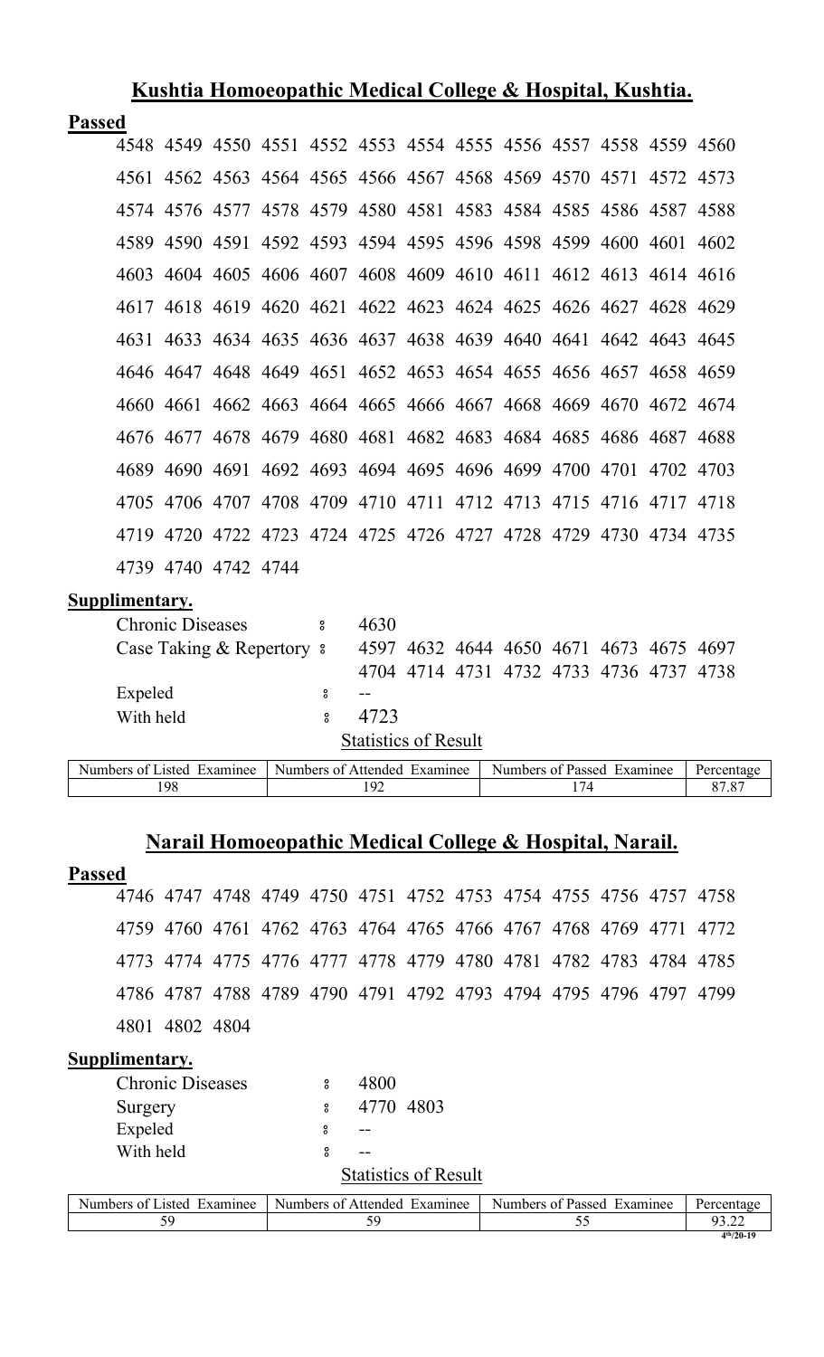## Kushtia Homoeopathic Medical College & Hospital, Kushtia.

**Passed**

4548 4549 4550 4551 4552 4553 4554 4555 4556 4557 4558 4559 4560
4561 4562 4563 4564 4565 4566 4567 4568 4569 4570 4571 4572 4573
4574 4576 4577 4578 4579 4580 4581 4583 4584 4585 4586 4587 4588
4589 4590 4591 4592 4593 4594 4595 4596 4598 4599 4600 4601 4602
4603 4604 4605 4606 4607 4608 4609 4610 4611 4612 4613 4614 4616
4617 4618 4619 4620 4621 4622 4623 4624 4625 4626 4627 4628 4629
4631 4633 4634 4635 4636 4637 4638 4639 4640 4641 4642 4643 4645
4646 4647 4648 4649 4651 4652 4653 4654 4655 4656 4657 4658 4659
4660 4661 4662 4663 4664 4665 4666 4667 4668 4669 4670 4672 4674
4676 4677 4678 4679 4680 4681 4682 4683 4684 4685 4686 4687 4688
4689 4690 4691 4692 4693 4694 4695 4696 4699 4700 4701 4702 4703
4705 4706 4707 4708 4709 4710 4711 4712 4713 4715 4716 4717 4718
4719 4720 4722 4723 4724 4725 4726 4727 4728 4729 4730 4734 4735
4739 4740 4742 4744

**Supplimentary.**

Chronic Diseases : 4630
Case Taking & Repertory : 4597 4632 4644 4650 4671 4673 4675 4697 4704 4714 4731 4732 4733 4736 4737 4738
Expeled : --
With held : 4723

Statistics of Result

| Numbers of Listed Examinee | Numbers of Attended Examinee | Numbers of Passed Examinee | Percentage |
|---|---|---|---|
| 198 | 192 | 174 | 87.87 |

## Narail Homoeopathic Medical College & Hospital, Narail.

**Passed**

4746 4747 4748 4749 4750 4751 4752 4753 4754 4755 4756 4757 4758
4759 4760 4761 4762 4763 4764 4765 4766 4767 4768 4769 4771 4772
4773 4774 4775 4776 4777 4778 4779 4780 4781 4782 4783 4784 4785
4786 4787 4788 4789 4790 4791 4792 4793 4794 4795 4796 4797 4799
4801 4802 4804

**Supplimentary.**

Chronic Diseases : 4800
Surgery : 4770 4803
Expeled : --
With held : --

Statistics of Result

| Numbers of Listed Examinee | Numbers of Attended Examinee | Numbers of Passed Examinee | Percentage |
|---|---|---|---|
| 59 | 59 | 55 | 93.22 |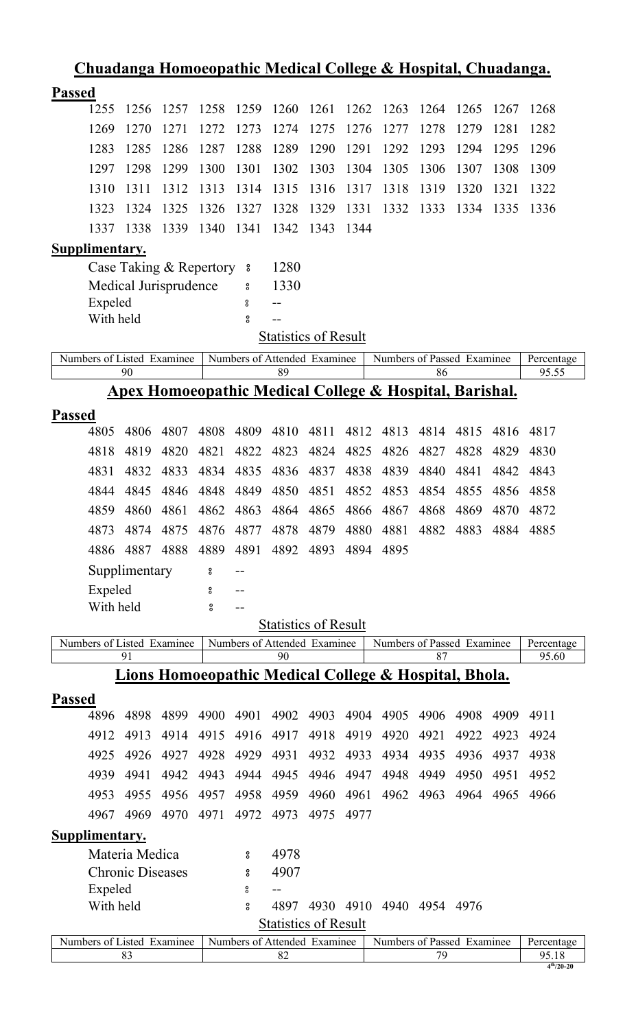## Chuadanga Homoeopathic Medical College & Hospital, Chuadanga.

**Passed**

| | | | | | | | | | | | | |
|---|---|---|---|---|---|---|---|---|---|---|---|---|
| 1255 | 1256 | 1257 | 1258 | 1259 | 1260 | 1261 | 1262 | 1263 | 1264 | 1265 | 1267 | 1268 |
| 1269 | 1270 | 1271 | 1272 | 1273 | 1274 | 1275 | 1276 | 1277 | 1278 | 1279 | 1281 | 1282 |
| 1283 | 1285 | 1286 | 1287 | 1288 | 1289 | 1290 | 1291 | 1292 | 1293 | 1294 | 1295 | 1296 |
| 1297 | 1298 | 1299 | 1300 | 1301 | 1302 | 1303 | 1304 | 1305 | 1306 | 1307 | 1308 | 1309 |
| 1310 | 1311 | 1312 | 1313 | 1314 | 1315 | 1316 | 1317 | 1318 | 1319 | 1320 | 1321 | 1322 |
| 1323 | 1324 | 1325 | 1326 | 1327 | 1328 | 1329 | 1331 | 1332 | 1333 | 1334 | 1335 | 1336 |
| 1337 | 1338 | 1339 | 1340 | 1341 | 1342 | 1343 | 1344 | | | | | |

**Supplimentary.**

Case Taking & Repertory : 1280
Medical Jurisprudence : 1330
Expeled : --
With held : --

Statistics of Result

| Numbers of Listed Examinee | Numbers of Attended Examinee | Numbers of Passed Examinee | Percentage |
|---|---|---|---|
| 90 | 89 | 86 | 95.55 |

## Apex Homoeopathic Medical College & Hospital, Barishal.

**Passed**

| | | | | | | | | | | | | |
|---|---|---|---|---|---|---|---|---|---|---|---|---|
| 4805 | 4806 | 4807 | 4808 | 4809 | 4810 | 4811 | 4812 | 4813 | 4814 | 4815 | 4816 | 4817 |
| 4818 | 4819 | 4820 | 4821 | 4822 | 4823 | 4824 | 4825 | 4826 | 4827 | 4828 | 4829 | 4830 |
| 4831 | 4832 | 4833 | 4834 | 4835 | 4836 | 4837 | 4838 | 4839 | 4840 | 4841 | 4842 | 4843 |
| 4844 | 4845 | 4846 | 4848 | 4849 | 4850 | 4851 | 4852 | 4853 | 4854 | 4855 | 4856 | 4858 |
| 4859 | 4860 | 4861 | 4862 | 4863 | 4864 | 4865 | 4866 | 4867 | 4868 | 4869 | 4870 | 4872 |
| 4873 | 4874 | 4875 | 4876 | 4877 | 4878 | 4879 | 4880 | 4881 | 4882 | 4883 | 4884 | 4885 |
| 4886 | 4887 | 4888 | 4889 | 4891 | 4892 | 4893 | 4894 | 4895 | | | | |

Supplimentary : --
Expeled : --
With held : --

Statistics of Result

| Numbers of Listed Examinee | Numbers of Attended Examinee | Numbers of Passed Examinee | Percentage |
|---|---|---|---|
| 91 | 90 | 87 | 95.60 |

## Lions Homoeopathic Medical College & Hospital, Bhola.

**Passed**

| | | | | | | | | | | | | |
|---|---|---|---|---|---|---|---|---|---|---|---|---|
| 4896 | 4898 | 4899 | 4900 | 4901 | 4902 | 4903 | 4904 | 4905 | 4906 | 4908 | 4909 | 4911 |
| 4912 | 4913 | 4914 | 4915 | 4916 | 4917 | 4918 | 4919 | 4920 | 4921 | 4922 | 4923 | 4924 |
| 4925 | 4926 | 4927 | 4928 | 4929 | 4931 | 4932 | 4933 | 4934 | 4935 | 4936 | 4937 | 4938 |
| 4939 | 4941 | 4942 | 4943 | 4944 | 4945 | 4946 | 4947 | 4948 | 4949 | 4950 | 4951 | 4952 |
| 4953 | 4955 | 4956 | 4957 | 4958 | 4959 | 4960 | 4961 | 4962 | 4963 | 4964 | 4965 | 4966 |
| 4967 | 4969 | 4970 | 4971 | 4972 | 4973 | 4975 | 4977 | | | | | |

**Supplimentary.**

Materia Medica : 4978
Chronic Diseases : 4907
Expeled : --
With held : 4897 4930 4910 4940 4954 4976

Statistics of Result

| Numbers of Listed Examinee | Numbers of Attended Examinee | Numbers of Passed Examinee | Percentage |
|---|---|---|---|
| 83 | 82 | 79 | 95.18 |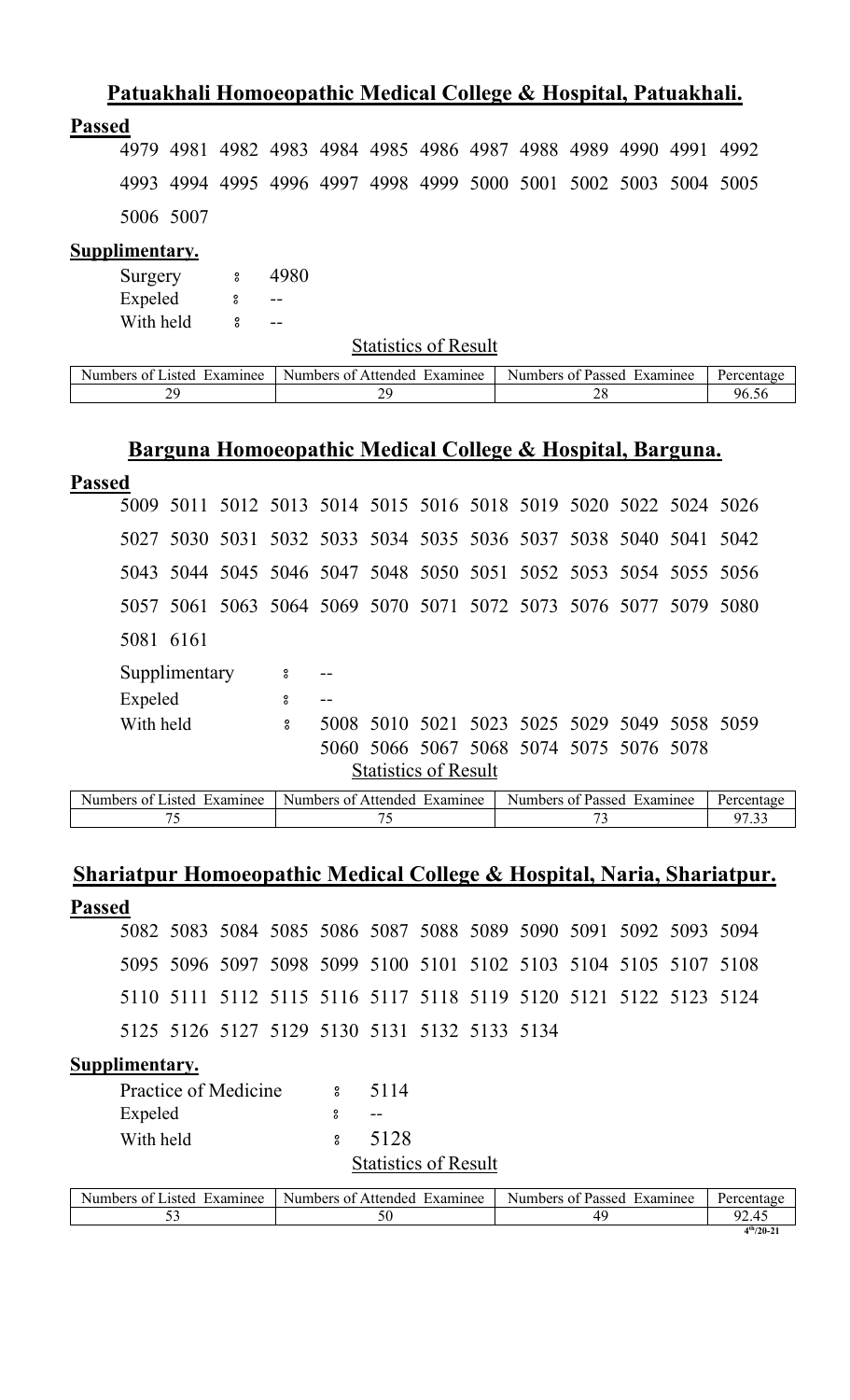## Patuakhali Homoeopathic Medical College & Hospital, Patuakhali.

**Passed**

4979 4981 4982 4983 4984 4985 4986 4987 4988 4989 4990 4991 4992
4993 4994 4995 4996 4997 4998 4999 5000 5001 5002 5003 5004 5005
5006 5007

**Supplimentary.**

Surgery ៖ 4980
Expeled ៖ --
With held ៖ --

Statistics of Result

| Numbers of Listed Examinee | Numbers of Attended Examinee | Numbers of Passed Examinee | Percentage |
|---|---|---|---|
| 29 | 29 | 28 | 96.56 |

## Barguna Homoeopathic Medical College & Hospital, Barguna.

**Passed**

5009 5011 5012 5013 5014 5015 5016 5018 5019 5020 5022 5024 5026
5027 5030 5031 5032 5033 5034 5035 5036 5037 5038 5040 5041 5042
5043 5044 5045 5046 5047 5048 5050 5051 5052 5053 5054 5055 5056
5057 5061 5063 5064 5069 5070 5071 5072 5073 5076 5077 5079 5080
5081 6161

Supplimentary ៖ --
Expeled ៖ --
With held ៖ 5008 5010 5021 5023 5025 5029 5049 5058 5059
5060 5066 5067 5068 5074 5075 5076 5078

Statistics of Result

| Numbers of Listed Examinee | Numbers of Attended Examinee | Numbers of Passed Examinee | Percentage |
|---|---|---|---|
| 75 | 75 | 73 | 97.33 |

## Shariatpur Homoeopathic Medical College & Hospital, Naria, Shariatpur.

**Passed**

5082 5083 5084 5085 5086 5087 5088 5089 5090 5091 5092 5093 5094
5095 5096 5097 5098 5099 5100 5101 5102 5103 5104 5105 5107 5108
5110 5111 5112 5115 5116 5117 5118 5119 5120 5121 5122 5123 5124
5125 5126 5127 5129 5130 5131 5132 5133 5134

**Supplimentary.**

Practice of Medicine ៖ 5114
Expeled ៖ --
With held ៖ 5128

Statistics of Result

| Numbers of Listed Examinee | Numbers of Attended Examinee | Numbers of Passed Examinee | Percentage |
|---|---|---|---|
| 53 | 50 | 49 | 92.45 |

4th/20-21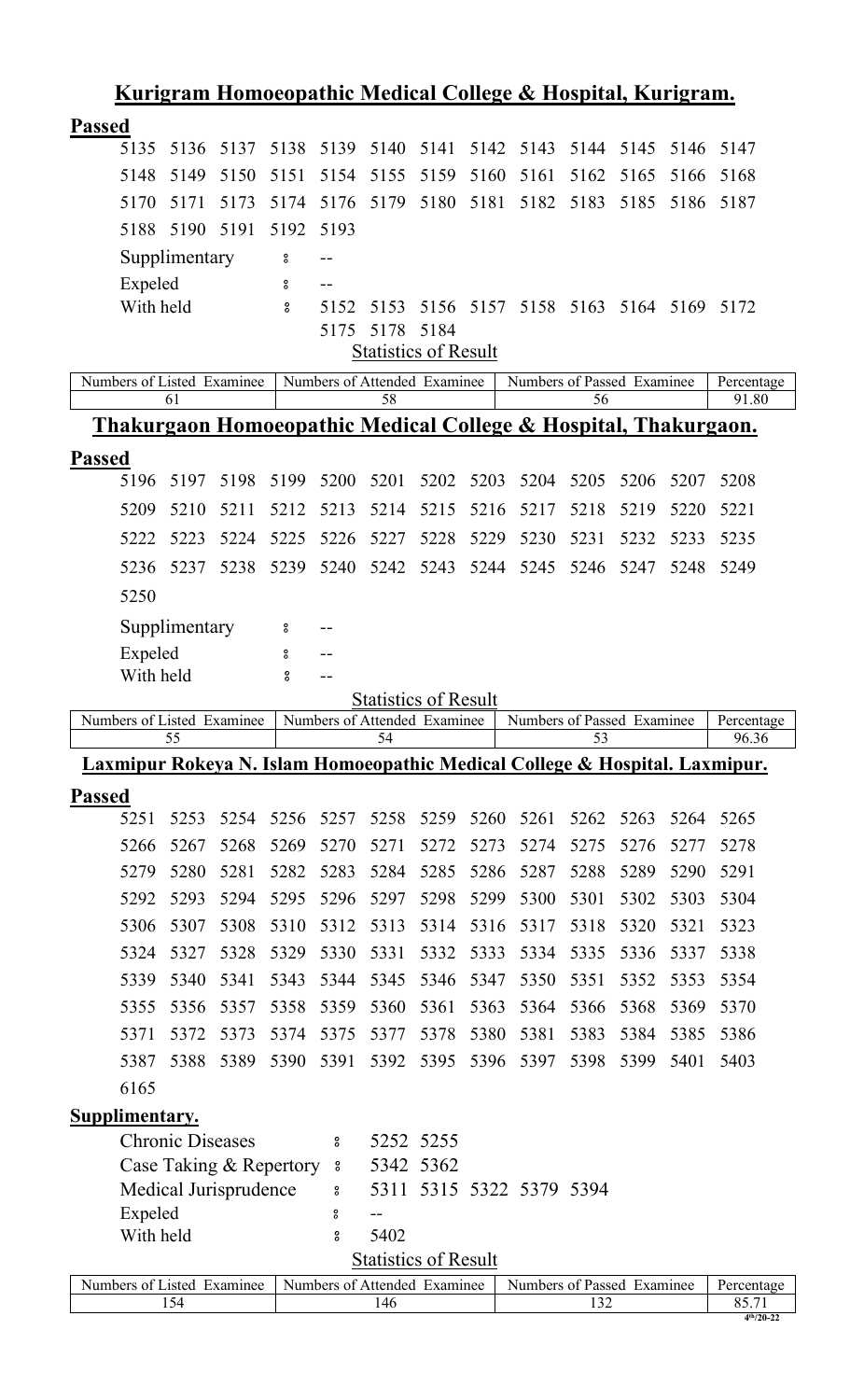## Kurigram Homoeopathic Medical College & Hospital, Kurigram.

**Passed**

5135 5136 5137 5138 5139 5140 5141 5142 5143 5144 5145 5146 5147
5148 5149 5150 5151 5154 5155 5159 5160 5161 5162 5165 5166 5168
5170 5171 5173 5174 5176 5179 5180 5181 5182 5183 5185 5186 5187
5188 5190 5191 5192 5193

Supplimentary : --

Expeled : --

With held : 5152 5153 5156 5157 5158 5163 5164 5169 5172 5175 5178 5184

Statistics of Result

| Numbers of Listed Examinee | Numbers of Attended Examinee | Numbers of Passed Examinee | Percentage |
|---|---|---|---|
| 61 | 58 | 56 | 91.80 |

## Thakurgaon Homoeopathic Medical College & Hospital, Thakurgaon.

**Passed**

5196 5197 5198 5199 5200 5201 5202 5203 5204 5205 5206 5207 5208
5209 5210 5211 5212 5213 5214 5215 5216 5217 5218 5219 5220 5221
5222 5223 5224 5225 5226 5227 5228 5229 5230 5231 5232 5233 5235
5236 5237 5238 5239 5240 5242 5243 5244 5245 5246 5247 5248 5249
5250

Supplimentary : --

Expeled : --

With held : --

Statistics of Result

| Numbers of Listed Examinee | Numbers of Attended Examinee | Numbers of Passed Examinee | Percentage |
|---|---|---|---|
| 55 | 54 | 53 | 96.36 |

## Laxmipur Rokeya N. Islam Homoeopathic Medical College & Hospital. Laxmipur.

**Passed**

5251 5253 5254 5256 5257 5258 5259 5260 5261 5262 5263 5264 5265
5266 5267 5268 5269 5270 5271 5272 5273 5274 5275 5276 5277 5278
5279 5280 5281 5282 5283 5284 5285 5286 5287 5288 5289 5290 5291
5292 5293 5294 5295 5296 5297 5298 5299 5300 5301 5302 5303 5304
5306 5307 5308 5310 5312 5313 5314 5316 5317 5318 5320 5321 5323
5324 5327 5328 5329 5330 5331 5332 5333 5334 5335 5336 5337 5338
5339 5340 5341 5343 5344 5345 5346 5347 5350 5351 5352 5353 5354
5355 5356 5357 5358 5359 5360 5361 5363 5364 5366 5368 5369 5370
5371 5372 5373 5374 5375 5377 5378 5380 5381 5383 5384 5385 5386
5387 5388 5389 5390 5391 5392 5395 5396 5397 5398 5399 5401 5403
6165

**Supplimentary.**

Chronic Diseases : 5252 5255

Case Taking & Repertory : 5342 5362

Medical Jurisprudence : 5311 5315 5322 5379 5394

Expeled : --

With held : 5402

Statistics of Result

| Numbers of Listed Examinee | Numbers of Attended Examinee | Numbers of Passed Examinee | Percentage |
|---|---|---|---|
| 154 | 146 | 132 | 85.71 |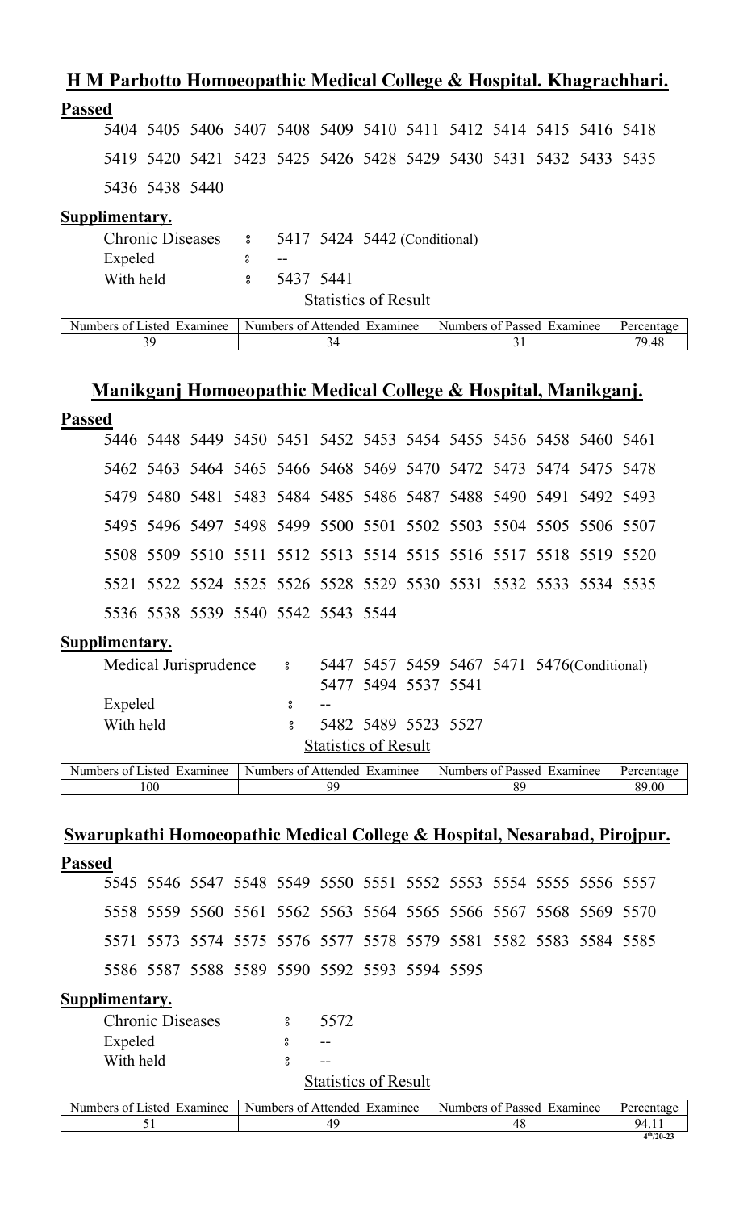## H M Parbotto Homoeopathic Medical College & Hospital. Khagrachhari.

**Passed**

5404 5405 5406 5407 5408 5409 5410 5411 5412 5414 5415 5416 5418
5419 5420 5421 5423 5425 5426 5428 5429 5430 5431 5432 5433 5435
5436 5438 5440

**Supplimentary.**

Chronic Diseases : 5417 5424 5442 (Conditional)
Expeled : --
With held : 5437 5441

Statistics of Result

| Numbers of Listed Examinee | Numbers of Attended Examinee | Numbers of Passed Examinee | Percentage |
|---|---|---|---|
| 39 | 34 | 31 | 79.48 |

## Manikganj Homoeopathic Medical College & Hospital, Manikganj.

**Passed**

5446 5448 5449 5450 5451 5452 5453 5454 5455 5456 5458 5460 5461
5462 5463 5464 5465 5466 5468 5469 5470 5472 5473 5474 5475 5478
5479 5480 5481 5483 5484 5485 5486 5487 5488 5490 5491 5492 5493
5495 5496 5497 5498 5499 5500 5501 5502 5503 5504 5505 5506 5507
5508 5509 5510 5511 5512 5513 5514 5515 5516 5517 5518 5519 5520
5521 5522 5524 5525 5526 5528 5529 5530 5531 5532 5533 5534 5535
5536 5538 5539 5540 5542 5543 5544

**Supplimentary.**

Medical Jurisprudence : 5447 5457 5459 5467 5471 5476(Conditional) 5477 5494 5537 5541
Expeled : --
With held : 5482 5489 5523 5527

Statistics of Result

| Numbers of Listed Examinee | Numbers of Attended Examinee | Numbers of Passed Examinee | Percentage |
|---|---|---|---|
| 100 | 99 | 89 | 89.00 |

## Swarupkathi Homoeopathic Medical College & Hospital, Nesarabad, Pirojpur.

**Passed**

5545 5546 5547 5548 5549 5550 5551 5552 5553 5554 5555 5556 5557
5558 5559 5560 5561 5562 5563 5564 5565 5566 5567 5568 5569 5570
5571 5573 5574 5575 5576 5577 5578 5579 5581 5582 5583 5584 5585
5586 5587 5588 5589 5590 5592 5593 5594 5595

**Supplimentary.**

Chronic Diseases : 5572
Expeled : --
With held : --

Statistics of Result

| Numbers of Listed Examinee | Numbers of Attended Examinee | Numbers of Passed Examinee | Percentage |
|---|---|---|---|
| 51 | 49 | 48 | 94.11 |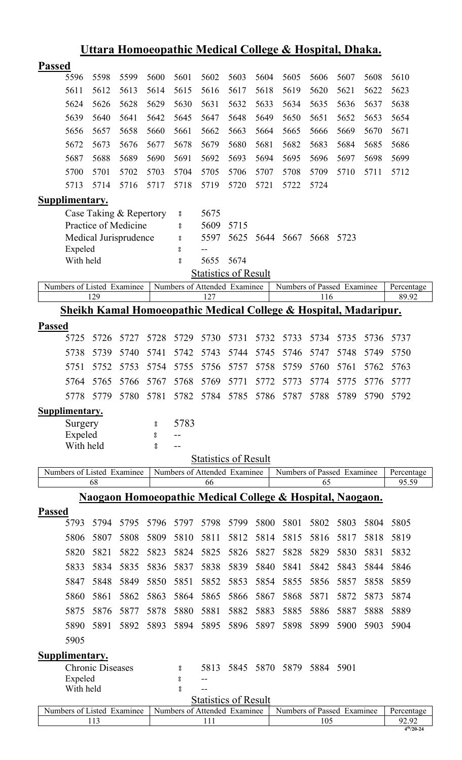## Uttara Homoeopathic Medical College & Hospital, Dhaka.

**Passed**

| | | | | | | | | | | | | |
|---|---|---|---|---|---|---|---|---|---|---|---|---|
| 5596 | 5598 | 5599 | 5600 | 5601 | 5602 | 5603 | 5604 | 5605 | 5606 | 5607 | 5608 | 5610 |
| 5611 | 5612 | 5613 | 5614 | 5615 | 5616 | 5617 | 5618 | 5619 | 5620 | 5621 | 5622 | 5623 |
| 5624 | 5626 | 5628 | 5629 | 5630 | 5631 | 5632 | 5633 | 5634 | 5635 | 5636 | 5637 | 5638 |
| 5639 | 5640 | 5641 | 5642 | 5645 | 5647 | 5648 | 5649 | 5650 | 5651 | 5652 | 5653 | 5654 |
| 5656 | 5657 | 5658 | 5660 | 5661 | 5662 | 5663 | 5664 | 5665 | 5666 | 5669 | 5670 | 5671 |
| 5672 | 5673 | 5676 | 5677 | 5678 | 5679 | 5680 | 5681 | 5682 | 5683 | 5684 | 5685 | 5686 |
| 5687 | 5688 | 5689 | 5690 | 5691 | 5692 | 5693 | 5694 | 5695 | 5696 | 5697 | 5698 | 5699 |
| 5700 | 5701 | 5702 | 5703 | 5704 | 5705 | 5706 | 5707 | 5708 | 5709 | 5710 | 5711 | 5712 |
| 5713 | 5714 | 5716 | 5717 | 5718 | 5719 | 5720 | 5721 | 5722 | 5724 | | | |

**Supplimentary.**

Case Taking & Repertory : 5675
Practice of Medicine : 5609 5715
Medical Jurisprudence : 5597 5625 5644 5667 5668 5723
Expeled : --
With held : 5655 5674

**Statistics of Result**

| Numbers of Listed Examinee | Numbers of Attended Examinee | Numbers of Passed Examinee | Percentage |
|---|---|---|---|
| 129 | 127 | 116 | 89.92 |

## Sheikh Kamal Homoeopathic Medical College & Hospital, Madaripur.

**Passed**

| | | | | | | | | | | | | |
|---|---|---|---|---|---|---|---|---|---|---|---|---|
| 5725 | 5726 | 5727 | 5728 | 5729 | 5730 | 5731 | 5732 | 5733 | 5734 | 5735 | 5736 | 5737 |
| 5738 | 5739 | 5740 | 5741 | 5742 | 5743 | 5744 | 5745 | 5746 | 5747 | 5748 | 5749 | 5750 |
| 5751 | 5752 | 5753 | 5754 | 5755 | 5756 | 5757 | 5758 | 5759 | 5760 | 5761 | 5762 | 5763 |
| 5764 | 5765 | 5766 | 5767 | 5768 | 5769 | 5771 | 5772 | 5773 | 5774 | 5775 | 5776 | 5777 |
| 5778 | 5779 | 5780 | 5781 | 5782 | 5784 | 5785 | 5786 | 5787 | 5788 | 5789 | 5790 | 5792 |

**Supplimentary.**

Surgery : 5783
Expeled : --
With held : --

**Statistics of Result**

| Numbers of Listed Examinee | Numbers of Attended Examinee | Numbers of Passed Examinee | Percentage |
|---|---|---|---|
| 68 | 66 | 65 | 95.59 |

## Naogaon Homoeopathic Medical College & Hospital, Naogaon.

**Passed**

| | | | | | | | | | | | | |
|---|---|---|---|---|---|---|---|---|---|---|---|---|
| 5793 | 5794 | 5795 | 5796 | 5797 | 5798 | 5799 | 5800 | 5801 | 5802 | 5803 | 5804 | 5805 |
| 5806 | 5807 | 5808 | 5809 | 5810 | 5811 | 5812 | 5814 | 5815 | 5816 | 5817 | 5818 | 5819 |
| 5820 | 5821 | 5822 | 5823 | 5824 | 5825 | 5826 | 5827 | 5828 | 5829 | 5830 | 5831 | 5832 |
| 5833 | 5834 | 5835 | 5836 | 5837 | 5838 | 5839 | 5840 | 5841 | 5842 | 5843 | 5844 | 5846 |
| 5847 | 5848 | 5849 | 5850 | 5851 | 5852 | 5853 | 5854 | 5855 | 5856 | 5857 | 5858 | 5859 |
| 5860 | 5861 | 5862 | 5863 | 5864 | 5865 | 5866 | 5867 | 5868 | 5871 | 5872 | 5873 | 5874 |
| 5875 | 5876 | 5877 | 5878 | 5880 | 5881 | 5882 | 5883 | 5885 | 5886 | 5887 | 5888 | 5889 |
| 5890 | 5891 | 5892 | 5893 | 5894 | 5895 | 5896 | 5897 | 5898 | 5899 | 5900 | 5903 | 5904 |
| 5905 | | | | | | | | | | | | |

**Supplimentary.**

Chronic Diseases : 5813 5845 5870 5879 5884 5901
Expeled : --
With held : --

**Statistics of Result**

| Numbers of Listed Examinee | Numbers of Attended Examinee | Numbers of Passed Examinee | Percentage |
|---|---|---|---|
| 113 | 111 | 105 | 92.92 |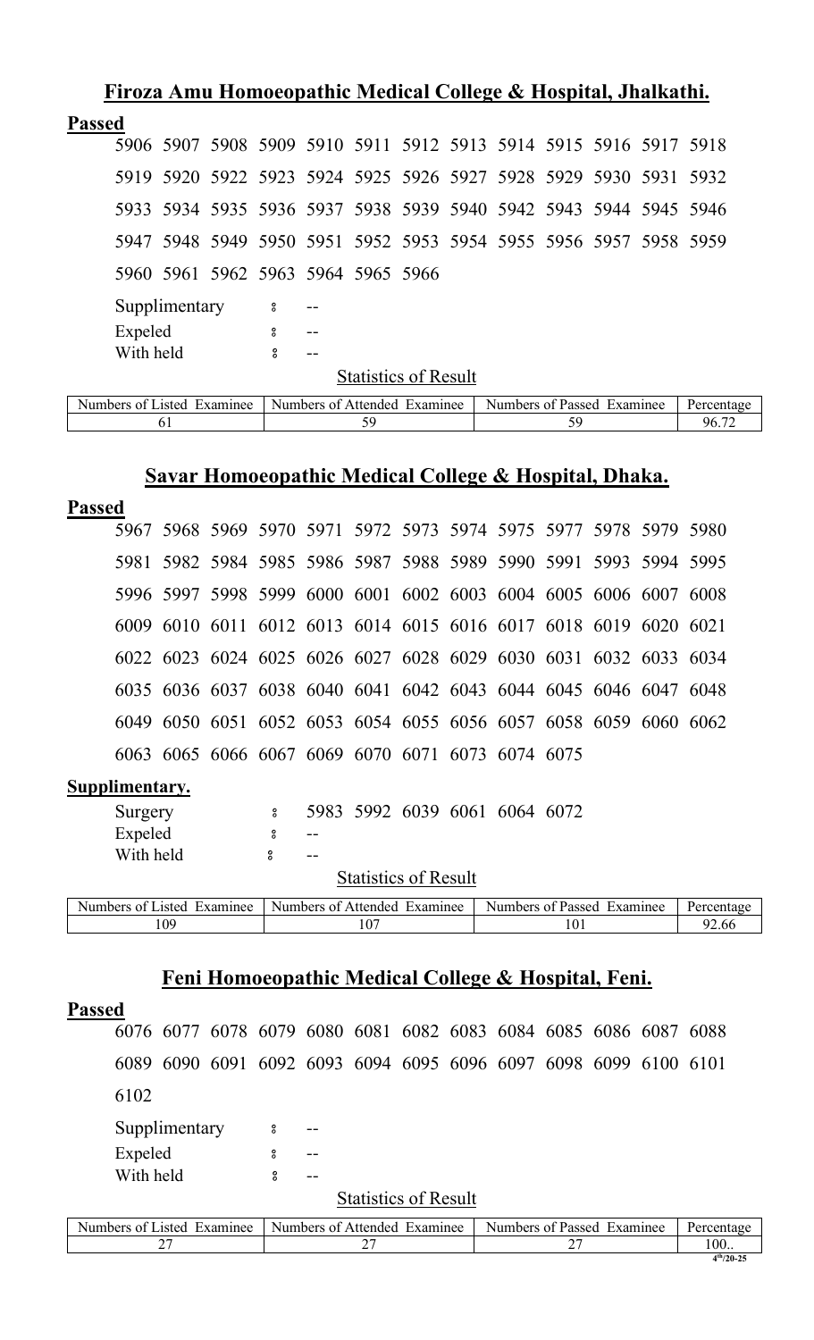## Firoza Amu Homoeopathic Medical College & Hospital, Jhalkathi.

**Passed**

5906 5907 5908 5909 5910 5911 5912 5913 5914 5915 5916 5917 5918
5919 5920 5922 5923 5924 5925 5926 5927 5928 5929 5930 5931 5932
5933 5934 5935 5936 5937 5938 5939 5940 5942 5943 5944 5945 5946
5947 5948 5949 5950 5951 5952 5953 5954 5955 5956 5957 5958 5959
5960 5961 5962 5963 5964 5965 5966

Supplimentary ঃ --
Expeled ঃ --
With held ঃ --

Statistics of Result

| Numbers of Listed Examinee | Numbers of Attended Examinee | Numbers of Passed Examinee | Percentage |
|---|---|---|---|
| 61 | 59 | 59 | 96.72 |

## Savar Homoeopathic Medical College & Hospital, Dhaka.

**Passed**

5967 5968 5969 5970 5971 5972 5973 5974 5975 5977 5978 5979 5980
5981 5982 5984 5985 5986 5987 5988 5989 5990 5991 5993 5994 5995
5996 5997 5998 5999 6000 6001 6002 6003 6004 6005 6006 6007 6008
6009 6010 6011 6012 6013 6014 6015 6016 6017 6018 6019 6020 6021
6022 6023 6024 6025 6026 6027 6028 6029 6030 6031 6032 6033 6034
6035 6036 6037 6038 6040 6041 6042 6043 6044 6045 6046 6047 6048
6049 6050 6051 6052 6053 6054 6055 6056 6057 6058 6059 6060 6062
6063 6065 6066 6067 6069 6070 6071 6073 6074 6075

**Supplimentary.**

Surgery ঃ 5983 5992 6039 6061 6064 6072
Expeled ঃ --
With held ঃ --

Statistics of Result

| Numbers of Listed Examinee | Numbers of Attended Examinee | Numbers of Passed Examinee | Percentage |
|---|---|---|---|
| 109 | 107 | 101 | 92.66 |

## Feni Homoeopathic Medical College & Hospital, Feni.

**Passed**

6076 6077 6078 6079 6080 6081 6082 6083 6084 6085 6086 6087 6088
6089 6090 6091 6092 6093 6094 6095 6096 6097 6098 6099 6100 6101
6102

Supplimentary ঃ --
Expeled ঃ --
With held ঃ --

Statistics of Result

| Numbers of Listed Examinee | Numbers of Attended Examinee | Numbers of Passed Examinee | Percentage |
|---|---|---|---|
| 27 | 27 | 27 | 100.. |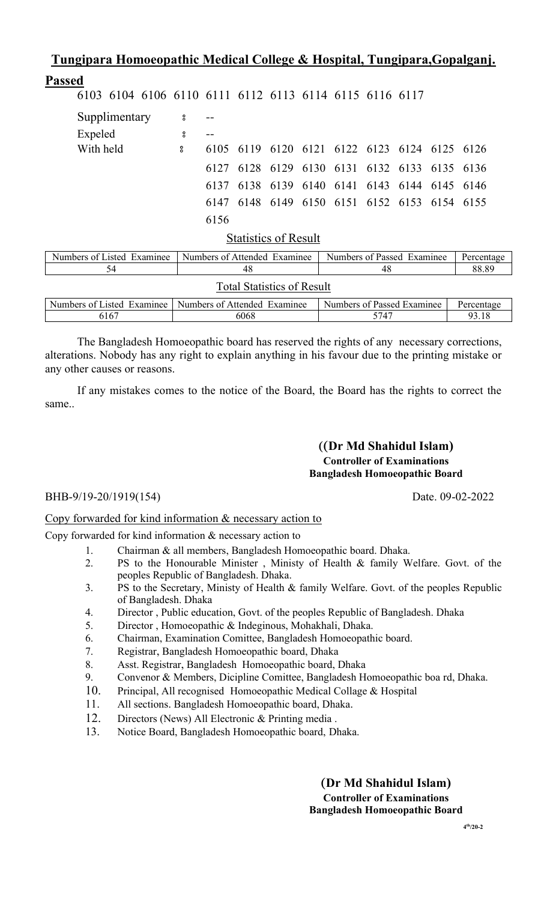## Tungipara Homoeopathic Medical College & Hospital, Tungipara,Gopalganj.

**Passed**

6103 6104 6106 6110 6111 6112 6113 6114 6115 6116 6117

Supplimentary : --

Expeled : --

With held : 6105 6119 6120 6121 6122 6123 6124 6125 6126 6127 6128 6129 6130 6131 6132 6133 6135 6136 6137 6138 6139 6140 6141 6143 6144 6145 6146 6147 6148 6149 6150 6151 6152 6153 6154 6155 6156

Statistics of Result

| Numbers of Listed Examinee | Numbers of Attended Examinee | Numbers of Passed Examinee | Percentage |
|---|---|---|---|
| 54 | 48 | 48 | 88.89 |

Total Statistics of Result

| Numbers of Listed Examinee | Numbers of Attended Examinee | Numbers of Passed Examinee | Percentage |
|---|---|---|---|
| 6167 | 6068 | 5747 | 93.18 |

The Bangladesh Homoeopathic board has reserved the rights of any necessary corrections, alterations. Nobody has any right to explain anything in his favour due to the printing mistake or any other causes or reasons.

If any mistakes comes to the notice of the Board, the Board has the rights to correct the same..

**((Dr Md Shahidul Islam)**
**Controller of Examinations**
**Bangladesh Homoeopathic Board**

BHB-9/19-20/1919(154) Date. 09-02-2022

Copy forwarded for kind information & necessary action to

Copy forwarded for kind information & necessary action to

1. Chairman & all members, Bangladesh Homoeopathic board. Dhaka.
2. PS to the Honourable Minister , Ministy of Health & family Welfare. Govt. of the peoples Republic of Bangladesh. Dhaka.
3. PS to the Secretary, Ministy of Health & family Welfare. Govt. of the peoples Republic of Bangladesh. Dhaka
4. Director , Public education, Govt. of the peoples Republic of Bangladesh. Dhaka
5. Director , Homoeopathic & Indeginous, Mohakhali, Dhaka.
6. Chairman, Examination Comittee, Bangladesh Homoeopathic board.
7. Registrar, Bangladesh Homoeopathic board, Dhaka
8. Asst. Registrar, Bangladesh Homoeopathic board, Dhaka
9. Convenor & Members, Dicipline Comittee, Bangladesh Homoeopathic boa rd, Dhaka.
10. Principal, All recognised Homoeopathic Medical Collage & Hospital
11. All sections. Bangladesh Homoeopathic board, Dhaka.
12. Directors (News) All Electronic & Printing media .
13. Notice Board, Bangladesh Homoeopathic board, Dhaka.

**(Dr Md Shahidul Islam)**
**Controller of Examinations**
**Bangladesh Homoeopathic Board**

4th/20-2